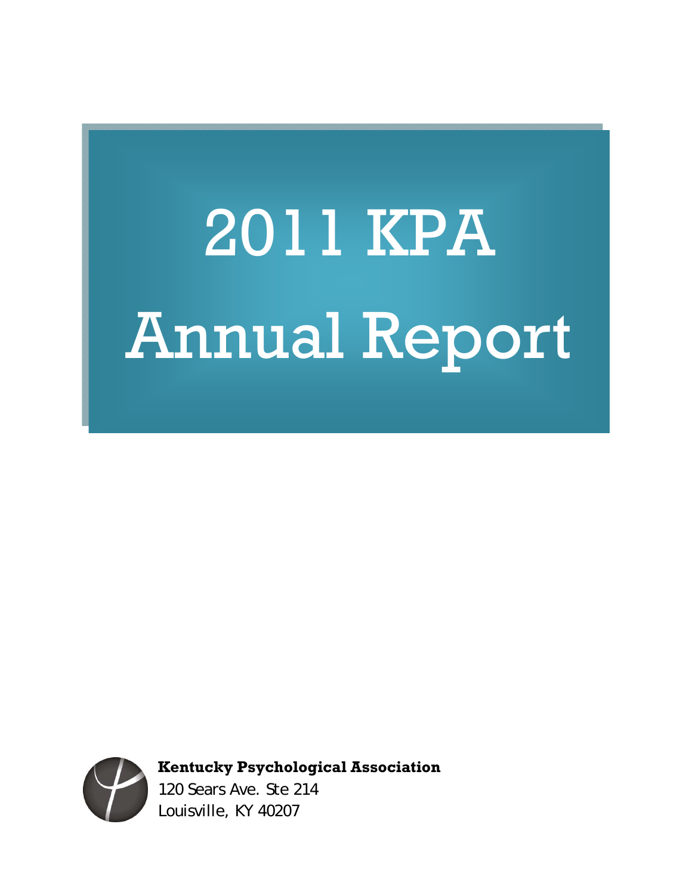# 2011 KPA Annual Report

**Kentucky Psychological Association**
120 Sears Ave. Ste 214
Louisville, KY 40207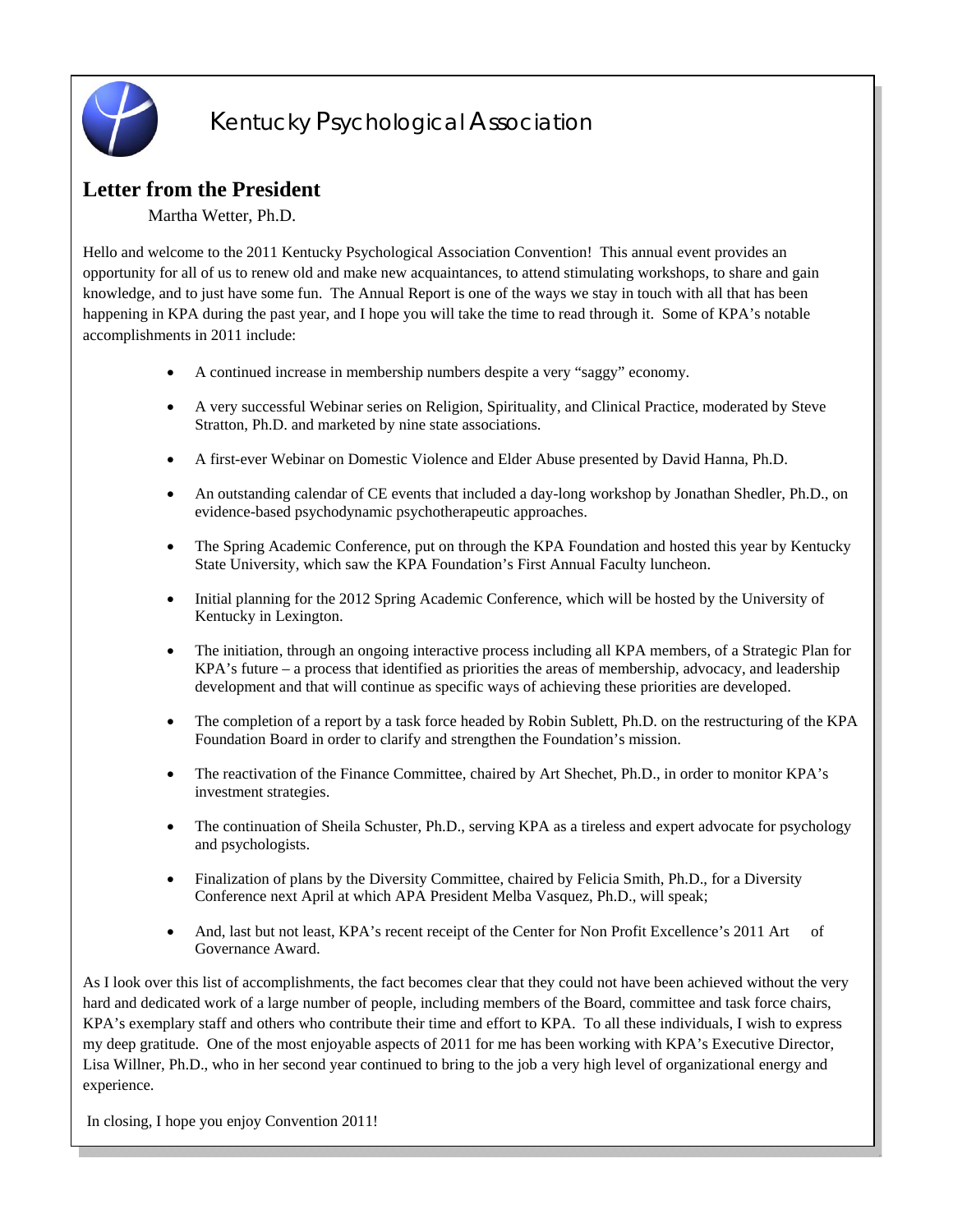Kentucky Psychological Association

## Letter from the President

Martha Wetter, Ph.D.

Hello and welcome to the 2011 Kentucky Psychological Association Convention! This annual event provides an opportunity for all of us to renew old and make new acquaintances, to attend stimulating workshops, to share and gain knowledge, and to just have some fun. The Annual Report is one of the ways we stay in touch with all that has been happening in KPA during the past year, and I hope you will take the time to read through it. Some of KPA's notable accomplishments in 2011 include:

- A continued increase in membership numbers despite a very "saggy" economy.
- A very successful Webinar series on Religion, Spirituality, and Clinical Practice, moderated by Steve Stratton, Ph.D. and marketed by nine state associations.
- A first-ever Webinar on Domestic Violence and Elder Abuse presented by David Hanna, Ph.D.
- An outstanding calendar of CE events that included a day-long workshop by Jonathan Shedler, Ph.D., on evidence-based psychodynamic psychotherapeutic approaches.
- The Spring Academic Conference, put on through the KPA Foundation and hosted this year by Kentucky State University, which saw the KPA Foundation's First Annual Faculty luncheon.
- Initial planning for the 2012 Spring Academic Conference, which will be hosted by the University of Kentucky in Lexington.
- The initiation, through an ongoing interactive process including all KPA members, of a Strategic Plan for KPA's future – a process that identified as priorities the areas of membership, advocacy, and leadership development and that will continue as specific ways of achieving these priorities are developed.
- The completion of a report by a task force headed by Robin Sublett, Ph.D. on the restructuring of the KPA Foundation Board in order to clarify and strengthen the Foundation's mission.
- The reactivation of the Finance Committee, chaired by Art Shechet, Ph.D., in order to monitor KPA's investment strategies.
- The continuation of Sheila Schuster, Ph.D., serving KPA as a tireless and expert advocate for psychology and psychologists.
- Finalization of plans by the Diversity Committee, chaired by Felicia Smith, Ph.D., for a Diversity Conference next April at which APA President Melba Vasquez, Ph.D., will speak;
- And, last but not least, KPA's recent receipt of the Center for Non Profit Excellence's 2011 Art of Governance Award.

As I look over this list of accomplishments, the fact becomes clear that they could not have been achieved without the very hard and dedicated work of a large number of people, including members of the Board, committee and task force chairs, KPA's exemplary staff and others who contribute their time and effort to KPA. To all these individuals, I wish to express my deep gratitude. One of the most enjoyable aspects of 2011 for me has been working with KPA's Executive Director, Lisa Willner, Ph.D., who in her second year continued to bring to the job a very high level of organizational energy and experience.

In closing, I hope you enjoy Convention 2011!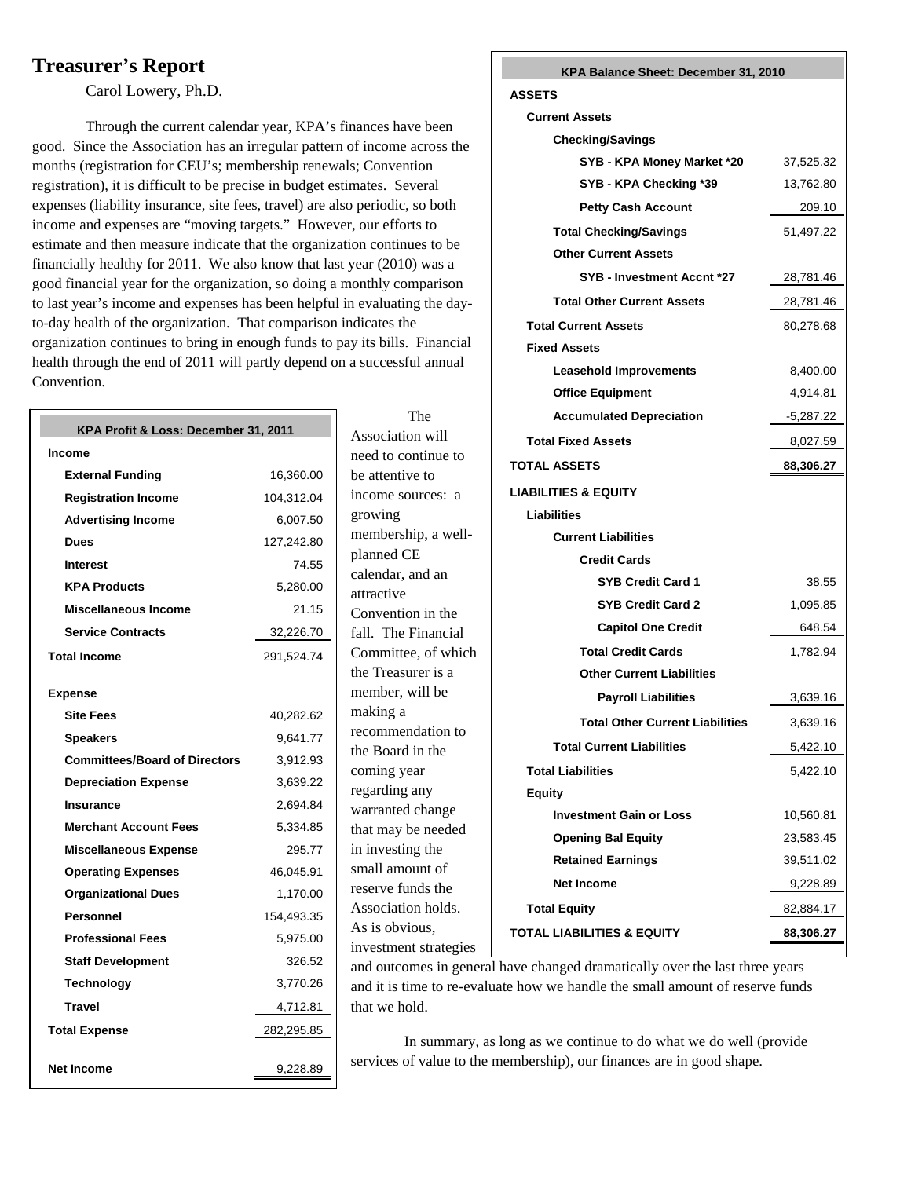# Treasurer's Report

Carol Lowery, Ph.D.

Through the current calendar year, KPA's finances have been good. Since the Association has an irregular pattern of income across the months (registration for CEU's; membership renewals; Convention registration), it is difficult to be precise in budget estimates. Several expenses (liability insurance, site fees, travel) are also periodic, so both income and expenses are "moving targets." However, our efforts to estimate and then measure indicate that the organization continues to be financially healthy for 2011. We also know that last year (2010) was a good financial year for the organization, so doing a monthly comparison to last year's income and expenses has been helpful in evaluating the day-to-day health of the organization. That comparison indicates the organization continues to bring in enough funds to pay its bills. Financial health through the end of 2011 will partly depend on a successful annual Convention.

| KPA Profit & Loss: December 31, 2011 | |
|---|---|
| **Income** | |
| **External Funding** | 16,360.00 |
| **Registration Income** | 104,312.04 |
| **Advertising Income** | 6,007.50 |
| **Dues** | 127,242.80 |
| **Interest** | 74.55 |
| **KPA Products** | 5,280.00 |
| **Miscellaneous Income** | 21.15 |
| **Service Contracts** | 32,226.70 |
| **Total Income** | 291,524.74 |
| **Expense** | |
| **Site Fees** | 40,282.62 |
| **Speakers** | 9,641.77 |
| **Committees/Board of Directors** | 3,912.93 |
| **Depreciation Expense** | 3,639.22 |
| **Insurance** | 2,694.84 |
| **Merchant Account Fees** | 5,334.85 |
| **Miscellaneous Expense** | 295.77 |
| **Operating Expenses** | 46,045.91 |
| **Organizational Dues** | 1,170.00 |
| **Personnel** | 154,493.35 |
| **Professional Fees** | 5,975.00 |
| **Staff Development** | 326.52 |
| **Technology** | 3,770.26 |
| **Travel** | 4,712.81 |
| **Total Expense** | 282,295.85 |
| **Net Income** | 9,228.89 |

| KPA Balance Sheet: December 31, 2010 | |
|---|---|
| **ASSETS** | |
| **Current Assets** | |
| **Checking/Savings** | |
| **SYB - KPA Money Market *20** | 37,525.32 |
| **SYB - KPA Checking *39** | 13,762.80 |
| **Petty Cash Account** | 209.10 |
| **Total Checking/Savings** | 51,497.22 |
| **Other Current Assets** | |
| **SYB - Investment Accnt *27** | 28,781.46 |
| **Total Other Current Assets** | 28,781.46 |
| **Total Current Assets** | 80,278.68 |
| **Fixed Assets** | |
| **Leasehold Improvements** | 8,400.00 |
| **Office Equipment** | 4,914.81 |
| **Accumulated Depreciation** | -5,287.22 |
| **Total Fixed Assets** | 8,027.59 |
| **TOTAL ASSETS** | 88,306.27 |
| **LIABILITIES & EQUITY** | |
| **Liabilities** | |
| **Current Liabilities** | |
| **Credit Cards** | |
| **SYB Credit Card 1** | 38.55 |
| **SYB Credit Card 2** | 1,095.85 |
| **Capitol One Credit** | 648.54 |
| **Total Credit Cards** | 1,782.94 |
| **Other Current Liabilities** | |
| **Payroll Liabilities** | 3,639.16 |
| **Total Other Current Liabilities** | 3,639.16 |
| **Total Current Liabilities** | 5,422.10 |
| **Total Liabilities** | 5,422.10 |
| **Equity** | |
| **Investment Gain or Loss** | 10,560.81 |
| **Opening Bal Equity** | 23,583.45 |
| **Retained Earnings** | 39,511.02 |
| **Net Income** | 9,228.89 |
| **Total Equity** | 82,884.17 |
| **TOTAL LIABILITIES & EQUITY** | 88,306.27 |

The Association will need to continue to be attentive to income sources: a growing membership, a well-planned CE calendar, and an attractive Convention in the fall. The Financial Committee, of which the Treasurer is a member, will be making a recommendation to the Board in the coming year regarding any warranted change that may be needed in investing the small amount of reserve funds the Association holds. As is obvious, investment strategies and outcomes in general have changed dramatically over the last three years and it is time to re-evaluate how we handle the small amount of reserve funds that we hold.

In summary, as long as we continue to do what we do well (provide services of value to the membership), our finances are in good shape.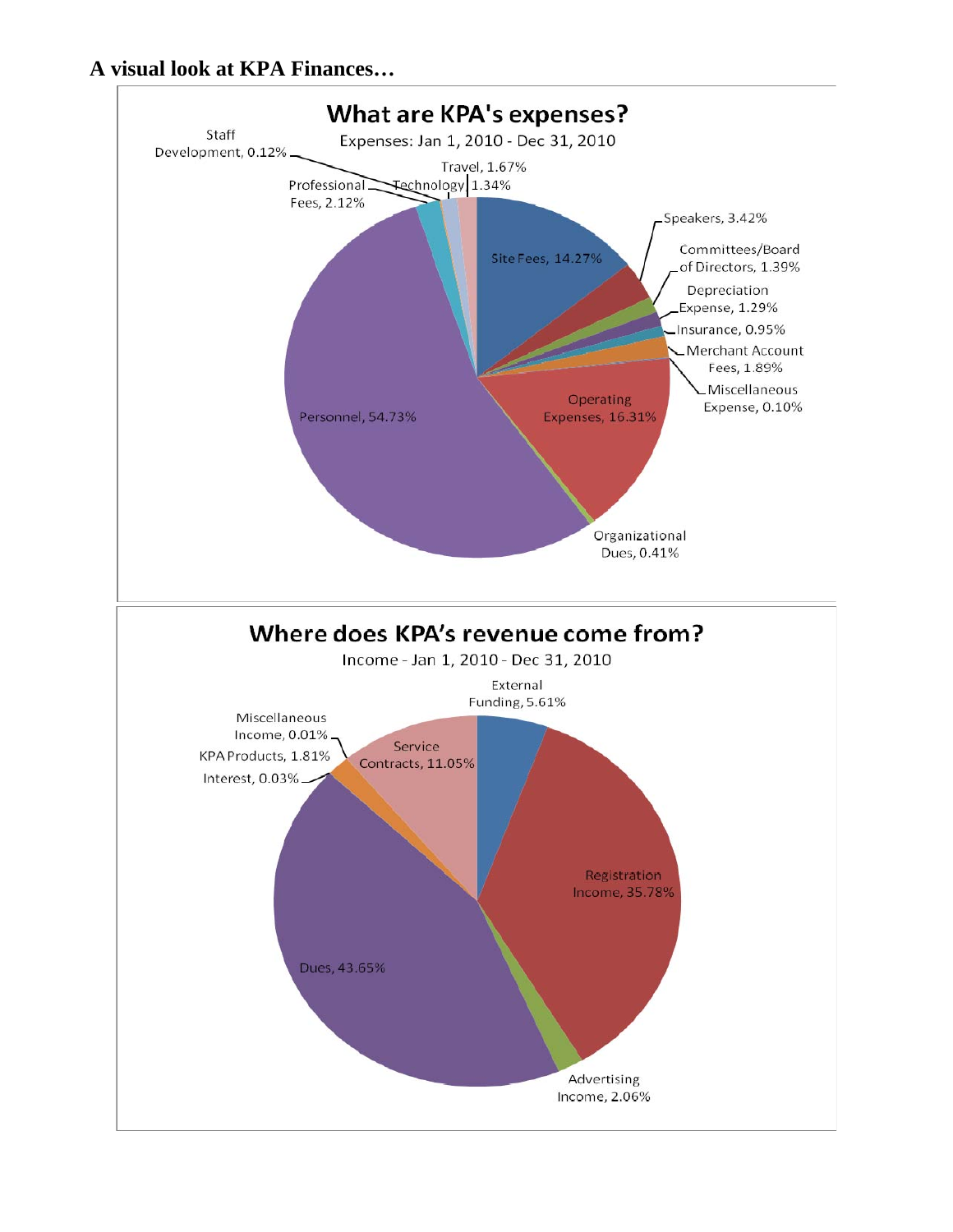**A visual look at KPA Finances…**

## What are KPA's expenses?

Expenses: Jan 1, 2010 - Dec 31, 2010

- Site Fees, 14.27%
- Speakers, 3.42%
- Committees/Board of Directors, 1.39%
- Depreciation Expense, 1.29%
- Insurance, 0.95%
- Merchant Account Fees, 1.89%
- Miscellaneous Expense, 0.10%
- Operating Expenses, 16.31%
- Organizational Dues, 0.41%
- Personnel, 54.73%
- Professional Fees, 2.12%
- Staff Development, 0.12%
- Technology, 1.34%
- Travel, 1.67%

## Where does KPA's revenue come from?

Income - Jan 1, 2010 - Dec 31, 2010

- External Funding, 5.61%
- Registration Income, 35.78%
- Advertising Income, 2.06%
- Dues, 43.65%
- Interest, 0.03%
- KPA Products, 1.81%
- Miscellaneous Income, 0.01%
- Service Contracts, 11.05%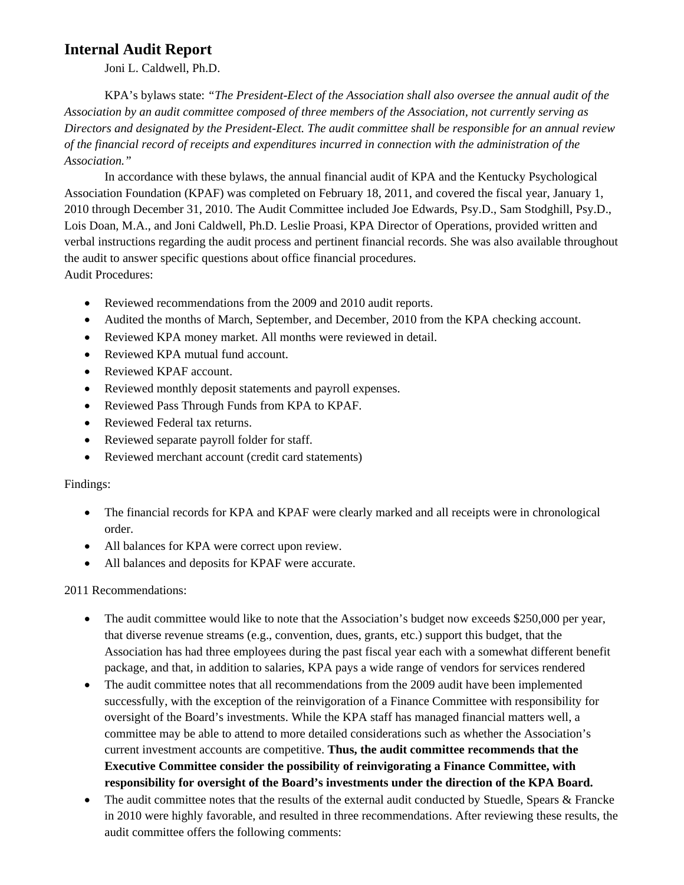## Internal Audit Report

Joni L. Caldwell, Ph.D.

KPA's bylaws state: *"The President-Elect of the Association shall also oversee the annual audit of the Association by an audit committee composed of three members of the Association, not currently serving as Directors and designated by the President-Elect. The audit committee shall be responsible for an annual review of the financial record of receipts and expenditures incurred in connection with the administration of the Association."*

In accordance with these bylaws, the annual financial audit of KPA and the Kentucky Psychological Association Foundation (KPAF) was completed on February 18, 2011, and covered the fiscal year, January 1, 2010 through December 31, 2010. The Audit Committee included Joe Edwards, Psy.D., Sam Stodghill, Psy.D., Lois Doan, M.A., and Joni Caldwell, Ph.D. Leslie Proasi, KPA Director of Operations, provided written and verbal instructions regarding the audit process and pertinent financial records. She was also available throughout the audit to answer specific questions about office financial procedures.

Audit Procedures:

- Reviewed recommendations from the 2009 and 2010 audit reports.
- Audited the months of March, September, and December, 2010 from the KPA checking account.
- Reviewed KPA money market. All months were reviewed in detail.
- Reviewed KPA mutual fund account.
- Reviewed KPAF account.
- Reviewed monthly deposit statements and payroll expenses.
- Reviewed Pass Through Funds from KPA to KPAF.
- Reviewed Federal tax returns.
- Reviewed separate payroll folder for staff.
- Reviewed merchant account (credit card statements)

Findings:

- The financial records for KPA and KPAF were clearly marked and all receipts were in chronological order.
- All balances for KPA were correct upon review.
- All balances and deposits for KPAF were accurate.

2011 Recommendations:

- The audit committee would like to note that the Association's budget now exceeds $250,000 per year, that diverse revenue streams (e.g., convention, dues, grants, etc.) support this budget, that the Association has had three employees during the past fiscal year each with a somewhat different benefit package, and that, in addition to salaries, KPA pays a wide range of vendors for services rendered
- The audit committee notes that all recommendations from the 2009 audit have been implemented successfully, with the exception of the reinvigoration of a Finance Committee with responsibility for oversight of the Board's investments. While the KPA staff has managed financial matters well, a committee may be able to attend to more detailed considerations such as whether the Association's current investment accounts are competitive. **Thus, the audit committee recommends that the Executive Committee consider the possibility of reinvigorating a Finance Committee, with responsibility for oversight of the Board's investments under the direction of the KPA Board.**
- The audit committee notes that the results of the external audit conducted by Stuedle, Spears & Francke in 2010 were highly favorable, and resulted in three recommendations. After reviewing these results, the audit committee offers the following comments: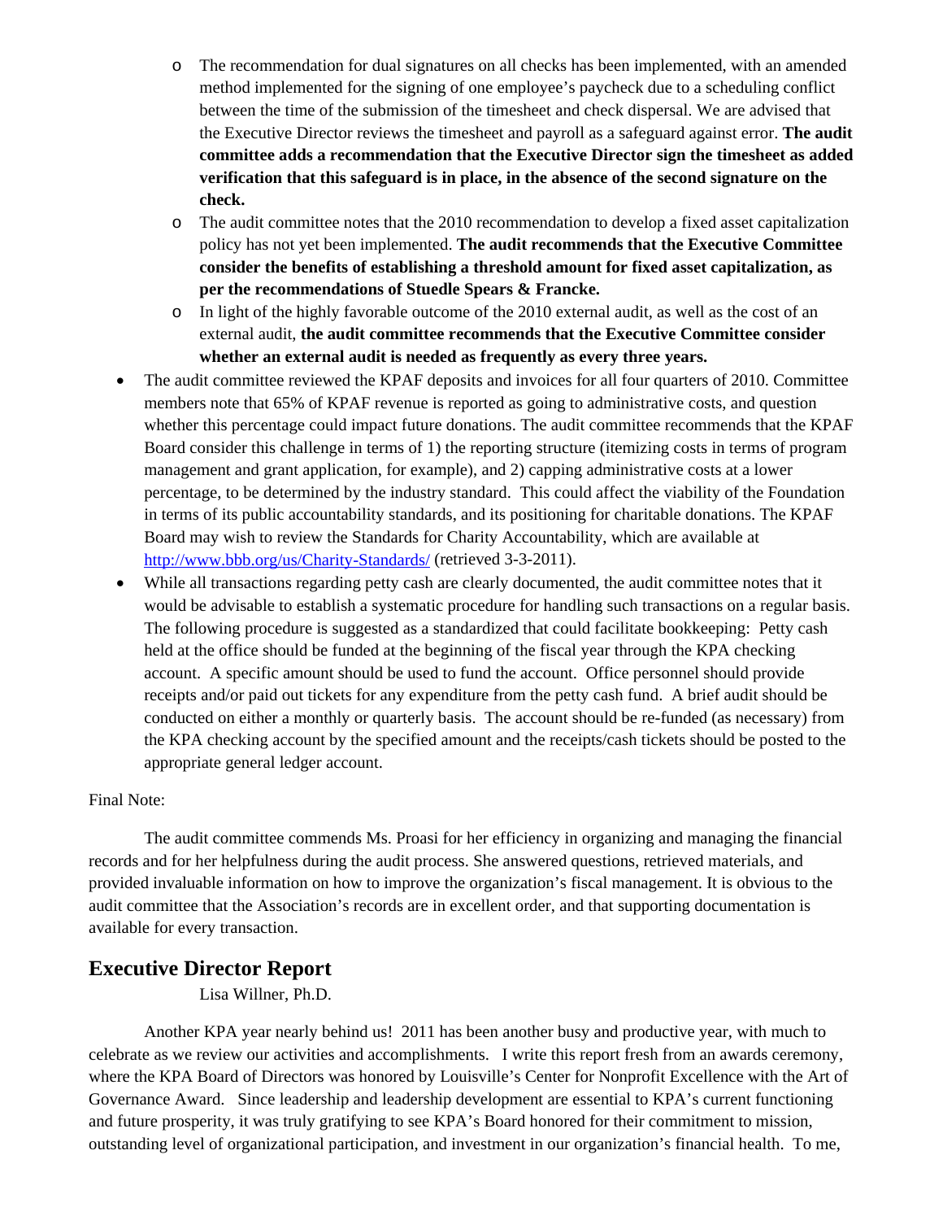- The recommendation for dual signatures on all checks has been implemented, with an amended method implemented for the signing of one employee's paycheck due to a scheduling conflict between the time of the submission of the timesheet and check dispersal. We are advised that the Executive Director reviews the timesheet and payroll as a safeguard against error. **The audit committee adds a recommendation that the Executive Director sign the timesheet as added verification that this safeguard is in place, in the absence of the second signature on the check.**
  - The audit committee notes that the 2010 recommendation to develop a fixed asset capitalization policy has not yet been implemented. **The audit recommends that the Executive Committee consider the benefits of establishing a threshold amount for fixed asset capitalization, as per the recommendations of Stuedle Spears & Francke.**
  - In light of the highly favorable outcome of the 2010 external audit, as well as the cost of an external audit, **the audit committee recommends that the Executive Committee consider whether an external audit is needed as frequently as every three years.**
- The audit committee reviewed the KPAF deposits and invoices for all four quarters of 2010. Committee members note that 65% of KPAF revenue is reported as going to administrative costs, and question whether this percentage could impact future donations. The audit committee recommends that the KPAF Board consider this challenge in terms of 1) the reporting structure (itemizing costs in terms of program management and grant application, for example), and 2) capping administrative costs at a lower percentage, to be determined by the industry standard. This could affect the viability of the Foundation in terms of its public accountability standards, and its positioning for charitable donations. The KPAF Board may wish to review the Standards for Charity Accountability, which are available at http://www.bbb.org/us/Charity-Standards/ (retrieved 3-3-2011).
- While all transactions regarding petty cash are clearly documented, the audit committee notes that it would be advisable to establish a systematic procedure for handling such transactions on a regular basis. The following procedure is suggested as a standardized that could facilitate bookkeeping: Petty cash held at the office should be funded at the beginning of the fiscal year through the KPA checking account. A specific amount should be used to fund the account. Office personnel should provide receipts and/or paid out tickets for any expenditure from the petty cash fund. A brief audit should be conducted on either a monthly or quarterly basis. The account should be re-funded (as necessary) from the KPA checking account by the specified amount and the receipts/cash tickets should be posted to the appropriate general ledger account.

Final Note:

The audit committee commends Ms. Proasi for her efficiency in organizing and managing the financial records and for her helpfulness during the audit process. She answered questions, retrieved materials, and provided invaluable information on how to improve the organization's fiscal management. It is obvious to the audit committee that the Association's records are in excellent order, and that supporting documentation is available for every transaction.

## Executive Director Report

Lisa Willner, Ph.D.

Another KPA year nearly behind us! 2011 has been another busy and productive year, with much to celebrate as we review our activities and accomplishments. I write this report fresh from an awards ceremony, where the KPA Board of Directors was honored by Louisville's Center for Nonprofit Excellence with the Art of Governance Award. Since leadership and leadership development are essential to KPA's current functioning and future prosperity, it was truly gratifying to see KPA's Board honored for their commitment to mission, outstanding level of organizational participation, and investment in our organization's financial health. To me,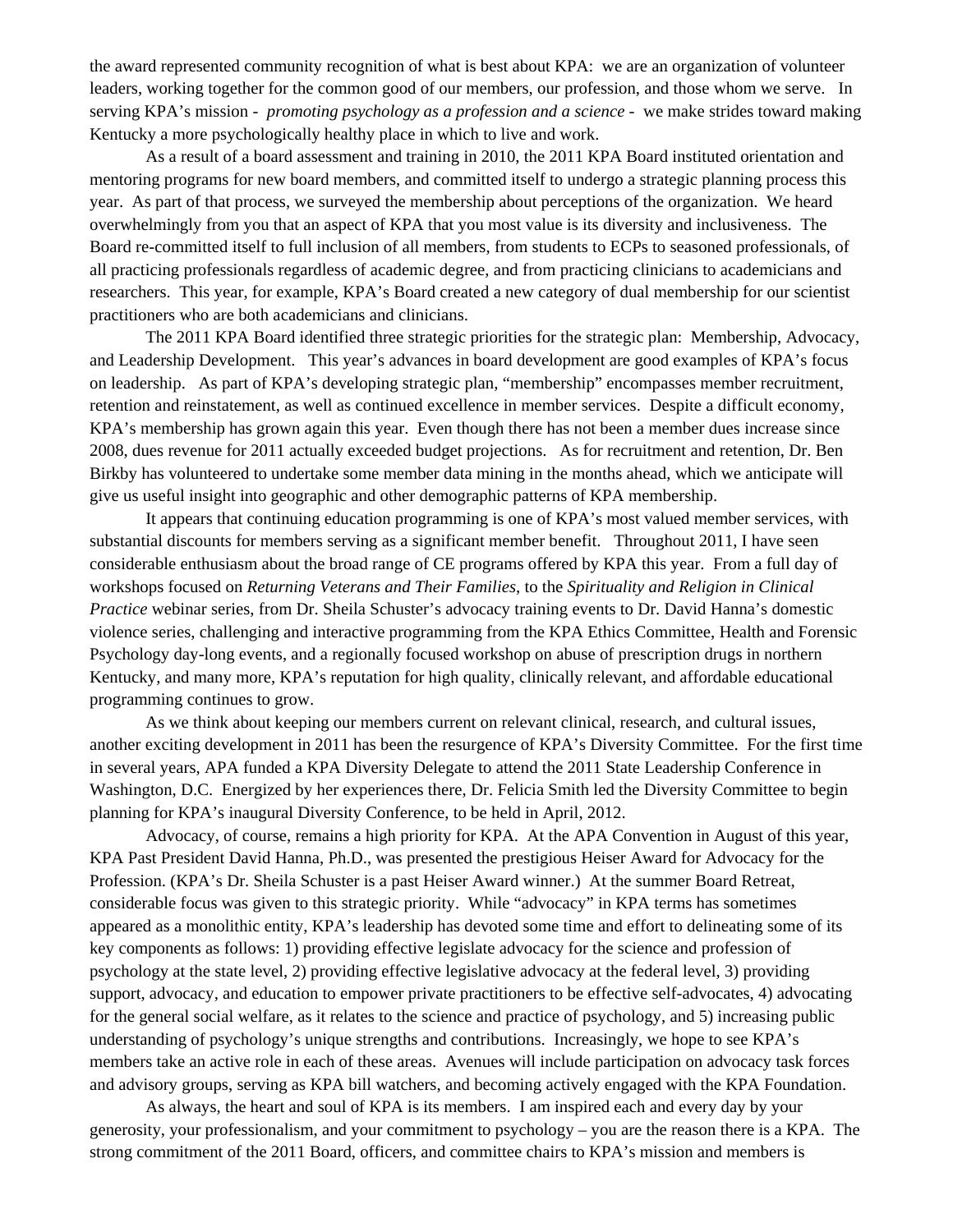the award represented community recognition of what is best about KPA: we are an organization of volunteer leaders, working together for the common good of our members, our profession, and those whom we serve. In serving KPA's mission - *promoting psychology as a profession and a science* - we make strides toward making Kentucky a more psychologically healthy place in which to live and work.

As a result of a board assessment and training in 2010, the 2011 KPA Board instituted orientation and mentoring programs for new board members, and committed itself to undergo a strategic planning process this year. As part of that process, we surveyed the membership about perceptions of the organization. We heard overwhelmingly from you that an aspect of KPA that you most value is its diversity and inclusiveness. The Board re-committed itself to full inclusion of all members, from students to ECPs to seasoned professionals, of all practicing professionals regardless of academic degree, and from practicing clinicians to academicians and researchers. This year, for example, KPA's Board created a new category of dual membership for our scientist practitioners who are both academicians and clinicians.

The 2011 KPA Board identified three strategic priorities for the strategic plan: Membership, Advocacy, and Leadership Development. This year's advances in board development are good examples of KPA's focus on leadership. As part of KPA's developing strategic plan, "membership" encompasses member recruitment, retention and reinstatement, as well as continued excellence in member services. Despite a difficult economy, KPA's membership has grown again this year. Even though there has not been a member dues increase since 2008, dues revenue for 2011 actually exceeded budget projections. As for recruitment and retention, Dr. Ben Birkby has volunteered to undertake some member data mining in the months ahead, which we anticipate will give us useful insight into geographic and other demographic patterns of KPA membership.

It appears that continuing education programming is one of KPA's most valued member services, with substantial discounts for members serving as a significant member benefit. Throughout 2011, I have seen considerable enthusiasm about the broad range of CE programs offered by KPA this year. From a full day of workshops focused on *Returning Veterans and Their Families,* to the *Spirituality and Religion in Clinical Practice* webinar series, from Dr. Sheila Schuster's advocacy training events to Dr. David Hanna's domestic violence series, challenging and interactive programming from the KPA Ethics Committee, Health and Forensic Psychology day-long events, and a regionally focused workshop on abuse of prescription drugs in northern Kentucky, and many more, KPA's reputation for high quality, clinically relevant, and affordable educational programming continues to grow.

As we think about keeping our members current on relevant clinical, research, and cultural issues, another exciting development in 2011 has been the resurgence of KPA's Diversity Committee. For the first time in several years, APA funded a KPA Diversity Delegate to attend the 2011 State Leadership Conference in Washington, D.C. Energized by her experiences there, Dr. Felicia Smith led the Diversity Committee to begin planning for KPA's inaugural Diversity Conference, to be held in April, 2012.

Advocacy, of course, remains a high priority for KPA. At the APA Convention in August of this year, KPA Past President David Hanna, Ph.D., was presented the prestigious Heiser Award for Advocacy for the Profession. (KPA's Dr. Sheila Schuster is a past Heiser Award winner.) At the summer Board Retreat, considerable focus was given to this strategic priority. While "advocacy" in KPA terms has sometimes appeared as a monolithic entity, KPA's leadership has devoted some time and effort to delineating some of its key components as follows: 1) providing effective legislate advocacy for the science and profession of psychology at the state level, 2) providing effective legislative advocacy at the federal level, 3) providing support, advocacy, and education to empower private practitioners to be effective self-advocates, 4) advocating for the general social welfare, as it relates to the science and practice of psychology, and 5) increasing public understanding of psychology's unique strengths and contributions. Increasingly, we hope to see KPA's members take an active role in each of these areas. Avenues will include participation on advocacy task forces and advisory groups, serving as KPA bill watchers, and becoming actively engaged with the KPA Foundation.

As always, the heart and soul of KPA is its members. I am inspired each and every day by your generosity, your professionalism, and your commitment to psychology – you are the reason there is a KPA. The strong commitment of the 2011 Board, officers, and committee chairs to KPA's mission and members is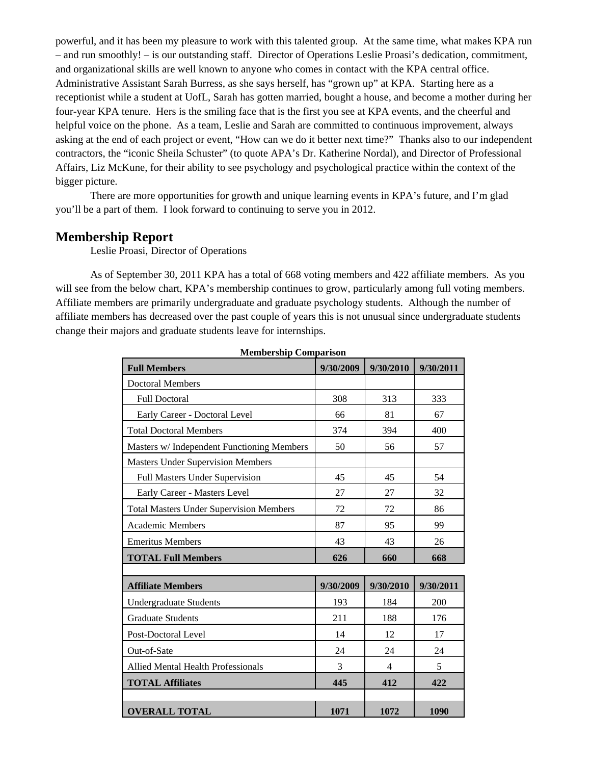powerful, and it has been my pleasure to work with this talented group. At the same time, what makes KPA run – and run smoothly! – is our outstanding staff. Director of Operations Leslie Proasi's dedication, commitment, and organizational skills are well known to anyone who comes in contact with the KPA central office. Administrative Assistant Sarah Burress, as she says herself, has "grown up" at KPA. Starting here as a receptionist while a student at UofL, Sarah has gotten married, bought a house, and become a mother during her four-year KPA tenure. Hers is the smiling face that is the first you see at KPA events, and the cheerful and helpful voice on the phone. As a team, Leslie and Sarah are committed to continuous improvement, always asking at the end of each project or event, "How can we do it better next time?" Thanks also to our independent contractors, the "iconic Sheila Schuster" (to quote APA's Dr. Katherine Nordal), and Director of Professional Affairs, Liz McKune, for their ability to see psychology and psychological practice within the context of the bigger picture.

There are more opportunities for growth and unique learning events in KPA's future, and I'm glad you'll be a part of them. I look forward to continuing to serve you in 2012.

## Membership Report

Leslie Proasi, Director of Operations

As of September 30, 2011 KPA has a total of 668 voting members and 422 affiliate members. As you will see from the below chart, KPA's membership continues to grow, particularly among full voting members. Affiliate members are primarily undergraduate and graduate psychology students. Although the number of affiliate members has decreased over the past couple of years this is not unusual since undergraduate students change their majors and graduate students leave for internships.

**Membership Comparison**

| **Full Members** | **9/30/2009** | **9/30/2010** | **9/30/2011** |
|---|---|---|---|
| Doctoral Members | | | |
| Full Doctoral | 308 | 313 | 333 |
| Early Career - Doctoral Level | 66 | 81 | 67 |
| Total Doctoral Members | 374 | 394 | 400 |
| Masters w/ Independent Functioning Members | 50 | 56 | 57 |
| Masters Under Supervision Members | | | |
| Full Masters Under Supervision | 45 | 45 | 54 |
| Early Career - Masters Level | 27 | 27 | 32 |
| Total Masters Under Supervision Members | 72 | 72 | 86 |
| Academic Members | 87 | 95 | 99 |
| Emeritus Members | 43 | 43 | 26 |
| **TOTAL Full Members** | **626** | **660** | **668** |
| | | | |
| **Affiliate Members** | **9/30/2009** | **9/30/2010** | **9/30/2011** |
| Undergraduate Students | 193 | 184 | 200 |
| Graduate Students | 211 | 188 | 176 |
| Post-Doctoral Level | 14 | 12 | 17 |
| Out-of-Sate | 24 | 24 | 24 |
| Allied Mental Health Professionals | 3 | 4 | 5 |
| **TOTAL Affiliates** | **445** | **412** | **422** |
| | | | |
| **OVERALL TOTAL** | **1071** | **1072** | **1090** |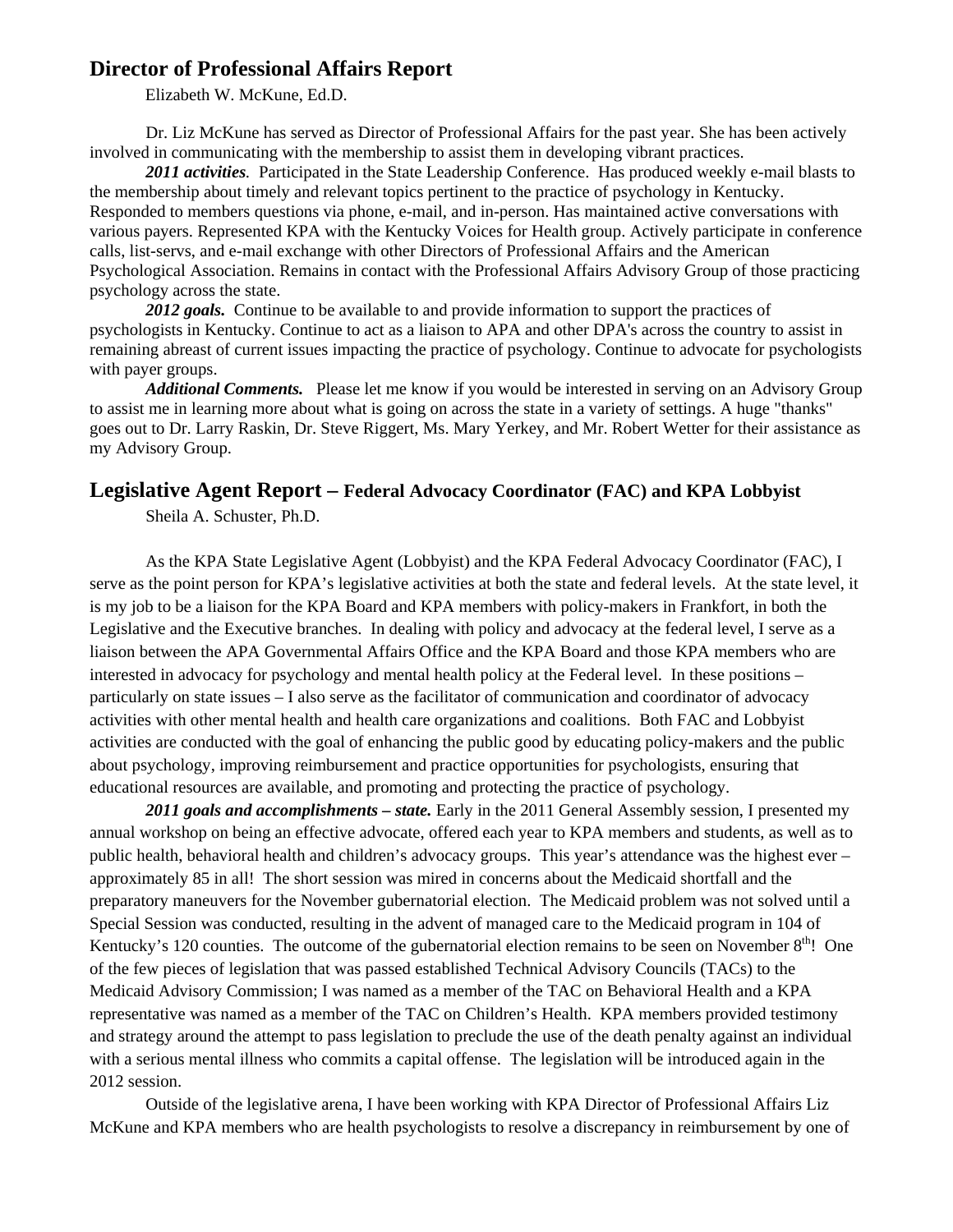## Director of Professional Affairs Report

Elizabeth W. McKune, Ed.D.

Dr. Liz McKune has served as Director of Professional Affairs for the past year. She has been actively involved in communicating with the membership to assist them in developing vibrant practices.

***2011 activities.*** Participated in the State Leadership Conference. Has produced weekly e-mail blasts to the membership about timely and relevant topics pertinent to the practice of psychology in Kentucky. Responded to members questions via phone, e-mail, and in-person. Has maintained active conversations with various payers. Represented KPA with the Kentucky Voices for Health group. Actively participate in conference calls, list-servs, and e-mail exchange with other Directors of Professional Affairs and the American Psychological Association. Remains in contact with the Professional Affairs Advisory Group of those practicing psychology across the state.

***2012 goals.*** Continue to be available to and provide information to support the practices of psychologists in Kentucky. Continue to act as a liaison to APA and other DPA's across the country to assist in remaining abreast of current issues impacting the practice of psychology. Continue to advocate for psychologists with payer groups.

***Additional Comments.*** Please let me know if you would be interested in serving on an Advisory Group to assist me in learning more about what is going on across the state in a variety of settings. A huge "thanks" goes out to Dr. Larry Raskin, Dr. Steve Riggert, Ms. Mary Yerkey, and Mr. Robert Wetter for their assistance as my Advisory Group.

## Legislative Agent Report – Federal Advocacy Coordinator (FAC) and KPA Lobbyist

Sheila A. Schuster, Ph.D.

As the KPA State Legislative Agent (Lobbyist) and the KPA Federal Advocacy Coordinator (FAC), I serve as the point person for KPA's legislative activities at both the state and federal levels. At the state level, it is my job to be a liaison for the KPA Board and KPA members with policy-makers in Frankfort, in both the Legislative and the Executive branches. In dealing with policy and advocacy at the federal level, I serve as a liaison between the APA Governmental Affairs Office and the KPA Board and those KPA members who are interested in advocacy for psychology and mental health policy at the Federal level. In these positions – particularly on state issues – I also serve as the facilitator of communication and coordinator of advocacy activities with other mental health and health care organizations and coalitions. Both FAC and Lobbyist activities are conducted with the goal of enhancing the public good by educating policy-makers and the public about psychology, improving reimbursement and practice opportunities for psychologists, ensuring that educational resources are available, and promoting and protecting the practice of psychology.

***2011 goals and accomplishments – state.*** Early in the 2011 General Assembly session, I presented my annual workshop on being an effective advocate, offered each year to KPA members and students, as well as to public health, behavioral health and children's advocacy groups. This year's attendance was the highest ever – approximately 85 in all! The short session was mired in concerns about the Medicaid shortfall and the preparatory maneuvers for the November gubernatorial election. The Medicaid problem was not solved until a Special Session was conducted, resulting in the advent of managed care to the Medicaid program in 104 of Kentucky's 120 counties. The outcome of the gubernatorial election remains to be seen on November 8th! One of the few pieces of legislation that was passed established Technical Advisory Councils (TACs) to the Medicaid Advisory Commission; I was named as a member of the TAC on Behavioral Health and a KPA representative was named as a member of the TAC on Children's Health. KPA members provided testimony and strategy around the attempt to pass legislation to preclude the use of the death penalty against an individual with a serious mental illness who commits a capital offense. The legislation will be introduced again in the 2012 session.

Outside of the legislative arena, I have been working with KPA Director of Professional Affairs Liz McKune and KPA members who are health psychologists to resolve a discrepancy in reimbursement by one of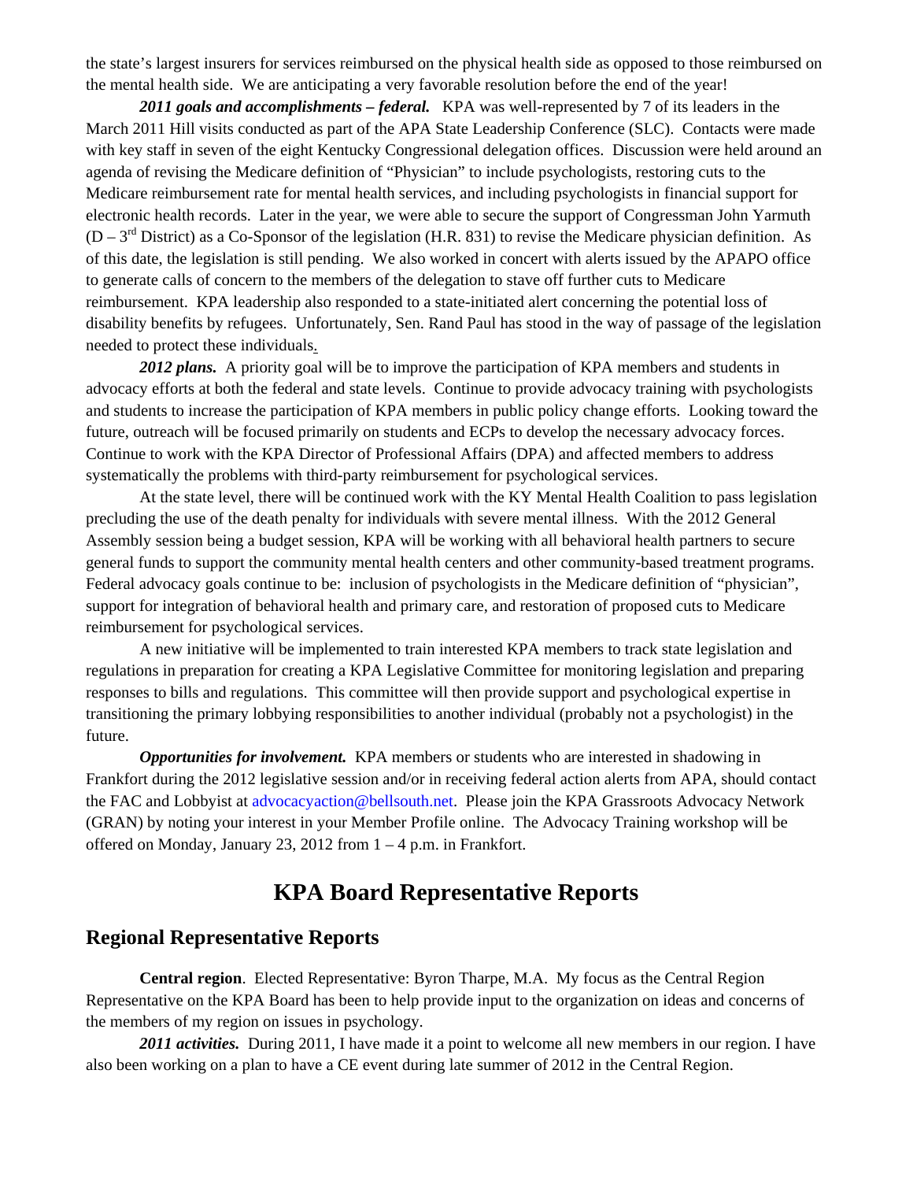the state's largest insurers for services reimbursed on the physical health side as opposed to those reimbursed on the mental health side. We are anticipating a very favorable resolution before the end of the year!

***2011 goals and accomplishments – federal.*** KPA was well-represented by 7 of its leaders in the March 2011 Hill visits conducted as part of the APA State Leadership Conference (SLC). Contacts were made with key staff in seven of the eight Kentucky Congressional delegation offices. Discussion were held around an agenda of revising the Medicare definition of "Physician" to include psychologists, restoring cuts to the Medicare reimbursement rate for mental health services, and including psychologists in financial support for electronic health records. Later in the year, we were able to secure the support of Congressman John Yarmuth (D – 3rd District) as a Co-Sponsor of the legislation (H.R. 831) to revise the Medicare physician definition. As of this date, the legislation is still pending. We also worked in concert with alerts issued by the APAPO office to generate calls of concern to the members of the delegation to stave off further cuts to Medicare reimbursement. KPA leadership also responded to a state-initiated alert concerning the potential loss of disability benefits by refugees. Unfortunately, Sen. Rand Paul has stood in the way of passage of the legislation needed to protect these individuals.

***2012 plans.*** A priority goal will be to improve the participation of KPA members and students in advocacy efforts at both the federal and state levels. Continue to provide advocacy training with psychologists and students to increase the participation of KPA members in public policy change efforts. Looking toward the future, outreach will be focused primarily on students and ECPs to develop the necessary advocacy forces. Continue to work with the KPA Director of Professional Affairs (DPA) and affected members to address systematically the problems with third-party reimbursement for psychological services.

At the state level, there will be continued work with the KY Mental Health Coalition to pass legislation precluding the use of the death penalty for individuals with severe mental illness. With the 2012 General Assembly session being a budget session, KPA will be working with all behavioral health partners to secure general funds to support the community mental health centers and other community-based treatment programs. Federal advocacy goals continue to be: inclusion of psychologists in the Medicare definition of "physician", support for integration of behavioral health and primary care, and restoration of proposed cuts to Medicare reimbursement for psychological services.

A new initiative will be implemented to train interested KPA members to track state legislation and regulations in preparation for creating a KPA Legislative Committee for monitoring legislation and preparing responses to bills and regulations. This committee will then provide support and psychological expertise in transitioning the primary lobbying responsibilities to another individual (probably not a psychologist) in the future.

***Opportunities for involvement.*** KPA members or students who are interested in shadowing in Frankfort during the 2012 legislative session and/or in receiving federal action alerts from APA, should contact the FAC and Lobbyist at advocacyaction@bellsouth.net. Please join the KPA Grassroots Advocacy Network (GRAN) by noting your interest in your Member Profile online. The Advocacy Training workshop will be offered on Monday, January 23, 2012 from 1 – 4 p.m. in Frankfort.

# KPA Board Representative Reports

## Regional Representative Reports

**Central region**. Elected Representative: Byron Tharpe, M.A. My focus as the Central Region Representative on the KPA Board has been to help provide input to the organization on ideas and concerns of the members of my region on issues in psychology.

***2011 activities.*** During 2011, I have made it a point to welcome all new members in our region. I have also been working on a plan to have a CE event during late summer of 2012 in the Central Region.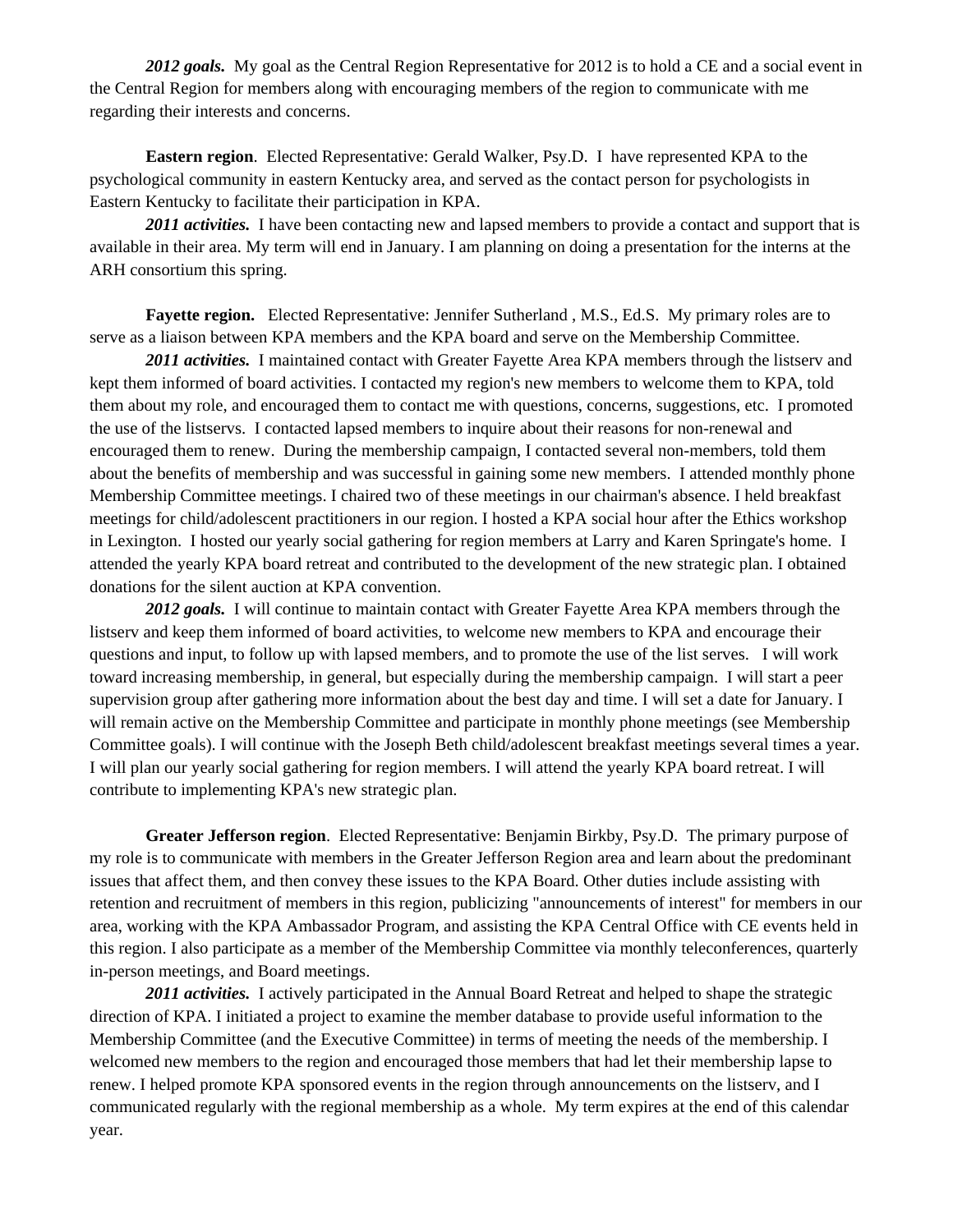***2012 goals.*** My goal as the Central Region Representative for 2012 is to hold a CE and a social event in the Central Region for members along with encouraging members of the region to communicate with me regarding their interests and concerns.

**Eastern region**. Elected Representative: Gerald Walker, Psy.D. I have represented KPA to the psychological community in eastern Kentucky area, and served as the contact person for psychologists in Eastern Kentucky to facilitate their participation in KPA.

***2011 activities.*** I have been contacting new and lapsed members to provide a contact and support that is available in their area. My term will end in January. I am planning on doing a presentation for the interns at the ARH consortium this spring.

**Fayette region.** Elected Representative: Jennifer Sutherland , M.S., Ed.S. My primary roles are to serve as a liaison between KPA members and the KPA board and serve on the Membership Committee.

***2011 activities.*** I maintained contact with Greater Fayette Area KPA members through the listserv and kept them informed of board activities. I contacted my region's new members to welcome them to KPA, told them about my role, and encouraged them to contact me with questions, concerns, suggestions, etc. I promoted the use of the listservs. I contacted lapsed members to inquire about their reasons for non-renewal and encouraged them to renew. During the membership campaign, I contacted several non-members, told them about the benefits of membership and was successful in gaining some new members. I attended monthly phone Membership Committee meetings. I chaired two of these meetings in our chairman's absence. I held breakfast meetings for child/adolescent practitioners in our region. I hosted a KPA social hour after the Ethics workshop in Lexington. I hosted our yearly social gathering for region members at Larry and Karen Springate's home. I attended the yearly KPA board retreat and contributed to the development of the new strategic plan. I obtained donations for the silent auction at KPA convention.

***2012 goals.*** I will continue to maintain contact with Greater Fayette Area KPA members through the listserv and keep them informed of board activities, to welcome new members to KPA and encourage their questions and input, to follow up with lapsed members, and to promote the use of the list serves. I will work toward increasing membership, in general, but especially during the membership campaign. I will start a peer supervision group after gathering more information about the best day and time. I will set a date for January. I will remain active on the Membership Committee and participate in monthly phone meetings (see Membership Committee goals). I will continue with the Joseph Beth child/adolescent breakfast meetings several times a year. I will plan our yearly social gathering for region members. I will attend the yearly KPA board retreat. I will contribute to implementing KPA's new strategic plan.

**Greater Jefferson region**. Elected Representative: Benjamin Birkby, Psy.D. The primary purpose of my role is to communicate with members in the Greater Jefferson Region area and learn about the predominant issues that affect them, and then convey these issues to the KPA Board. Other duties include assisting with retention and recruitment of members in this region, publicizing "announcements of interest" for members in our area, working with the KPA Ambassador Program, and assisting the KPA Central Office with CE events held in this region. I also participate as a member of the Membership Committee via monthly teleconferences, quarterly in-person meetings, and Board meetings.

***2011 activities.*** I actively participated in the Annual Board Retreat and helped to shape the strategic direction of KPA. I initiated a project to examine the member database to provide useful information to the Membership Committee (and the Executive Committee) in terms of meeting the needs of the membership. I welcomed new members to the region and encouraged those members that had let their membership lapse to renew. I helped promote KPA sponsored events in the region through announcements on the listserv, and I communicated regularly with the regional membership as a whole. My term expires at the end of this calendar year.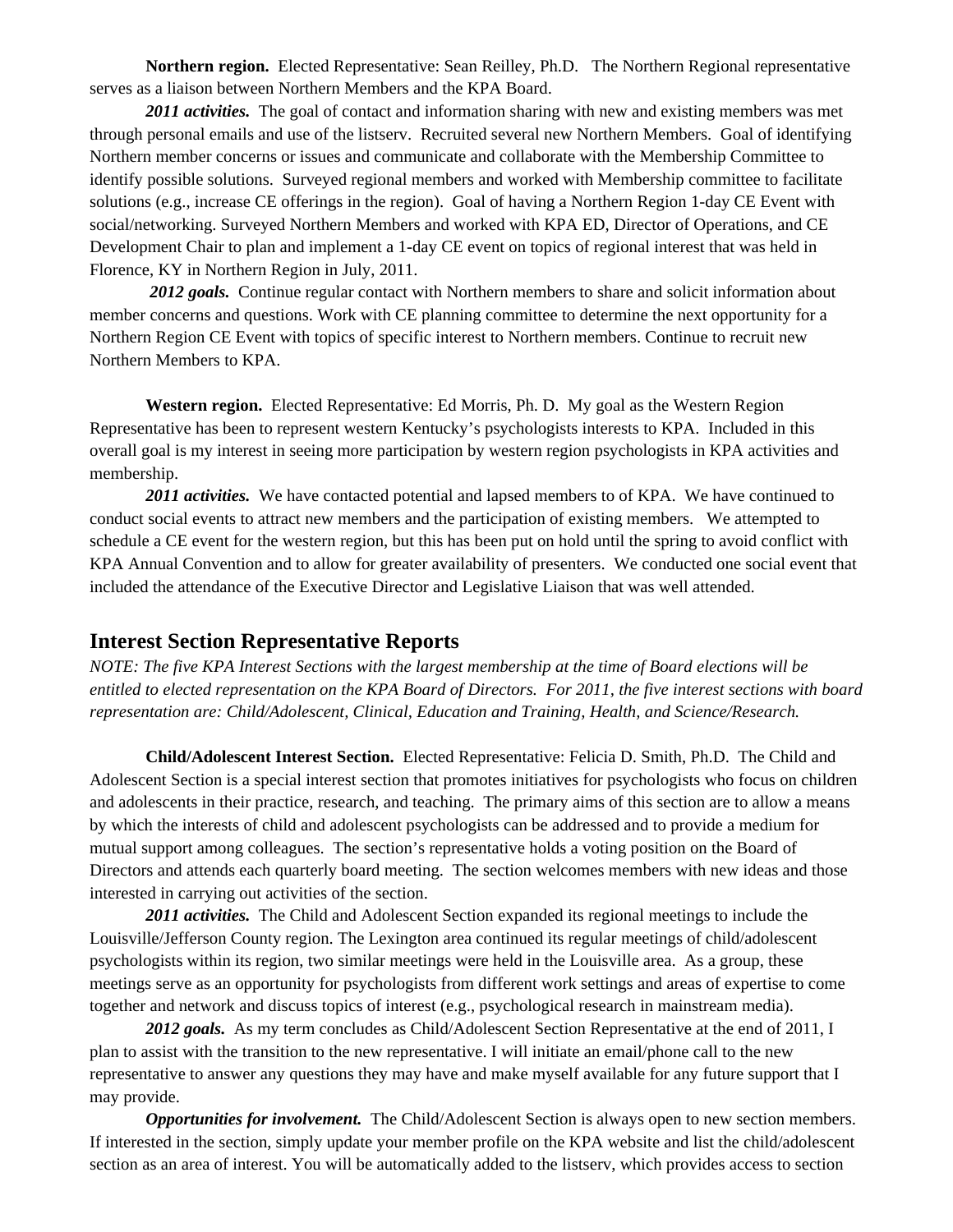**Northern region.** Elected Representative: Sean Reilley, Ph.D. The Northern Regional representative serves as a liaison between Northern Members and the KPA Board.

***2011 activities.*** The goal of contact and information sharing with new and existing members was met through personal emails and use of the listserv. Recruited several new Northern Members. Goal of identifying Northern member concerns or issues and communicate and collaborate with the Membership Committee to identify possible solutions. Surveyed regional members and worked with Membership committee to facilitate solutions (e.g., increase CE offerings in the region). Goal of having a Northern Region 1-day CE Event with social/networking. Surveyed Northern Members and worked with KPA ED, Director of Operations, and CE Development Chair to plan and implement a 1-day CE event on topics of regional interest that was held in Florence, KY in Northern Region in July, 2011.

***2012 goals.*** Continue regular contact with Northern members to share and solicit information about member concerns and questions. Work with CE planning committee to determine the next opportunity for a Northern Region CE Event with topics of specific interest to Northern members. Continue to recruit new Northern Members to KPA.

**Western region.** Elected Representative: Ed Morris, Ph. D. My goal as the Western Region Representative has been to represent western Kentucky's psychologists interests to KPA. Included in this overall goal is my interest in seeing more participation by western region psychologists in KPA activities and membership.

***2011 activities.*** We have contacted potential and lapsed members to of KPA. We have continued to conduct social events to attract new members and the participation of existing members. We attempted to schedule a CE event for the western region, but this has been put on hold until the spring to avoid conflict with KPA Annual Convention and to allow for greater availability of presenters. We conducted one social event that included the attendance of the Executive Director and Legislative Liaison that was well attended.

## Interest Section Representative Reports

*NOTE: The five KPA Interest Sections with the largest membership at the time of Board elections will be entitled to elected representation on the KPA Board of Directors. For 2011, the five interest sections with board representation are: Child/Adolescent, Clinical, Education and Training, Health, and Science/Research.*

**Child/Adolescent Interest Section.** Elected Representative: Felicia D. Smith, Ph.D. The Child and Adolescent Section is a special interest section that promotes initiatives for psychologists who focus on children and adolescents in their practice, research, and teaching. The primary aims of this section are to allow a means by which the interests of child and adolescent psychologists can be addressed and to provide a medium for mutual support among colleagues. The section's representative holds a voting position on the Board of Directors and attends each quarterly board meeting. The section welcomes members with new ideas and those interested in carrying out activities of the section.

***2011 activities.*** The Child and Adolescent Section expanded its regional meetings to include the Louisville/Jefferson County region. The Lexington area continued its regular meetings of child/adolescent psychologists within its region, two similar meetings were held in the Louisville area. As a group, these meetings serve as an opportunity for psychologists from different work settings and areas of expertise to come together and network and discuss topics of interest (e.g., psychological research in mainstream media).

***2012 goals.*** As my term concludes as Child/Adolescent Section Representative at the end of 2011, I plan to assist with the transition to the new representative. I will initiate an email/phone call to the new representative to answer any questions they may have and make myself available for any future support that I may provide.

***Opportunities for involvement.*** The Child/Adolescent Section is always open to new section members. If interested in the section, simply update your member profile on the KPA website and list the child/adolescent section as an area of interest. You will be automatically added to the listserv, which provides access to section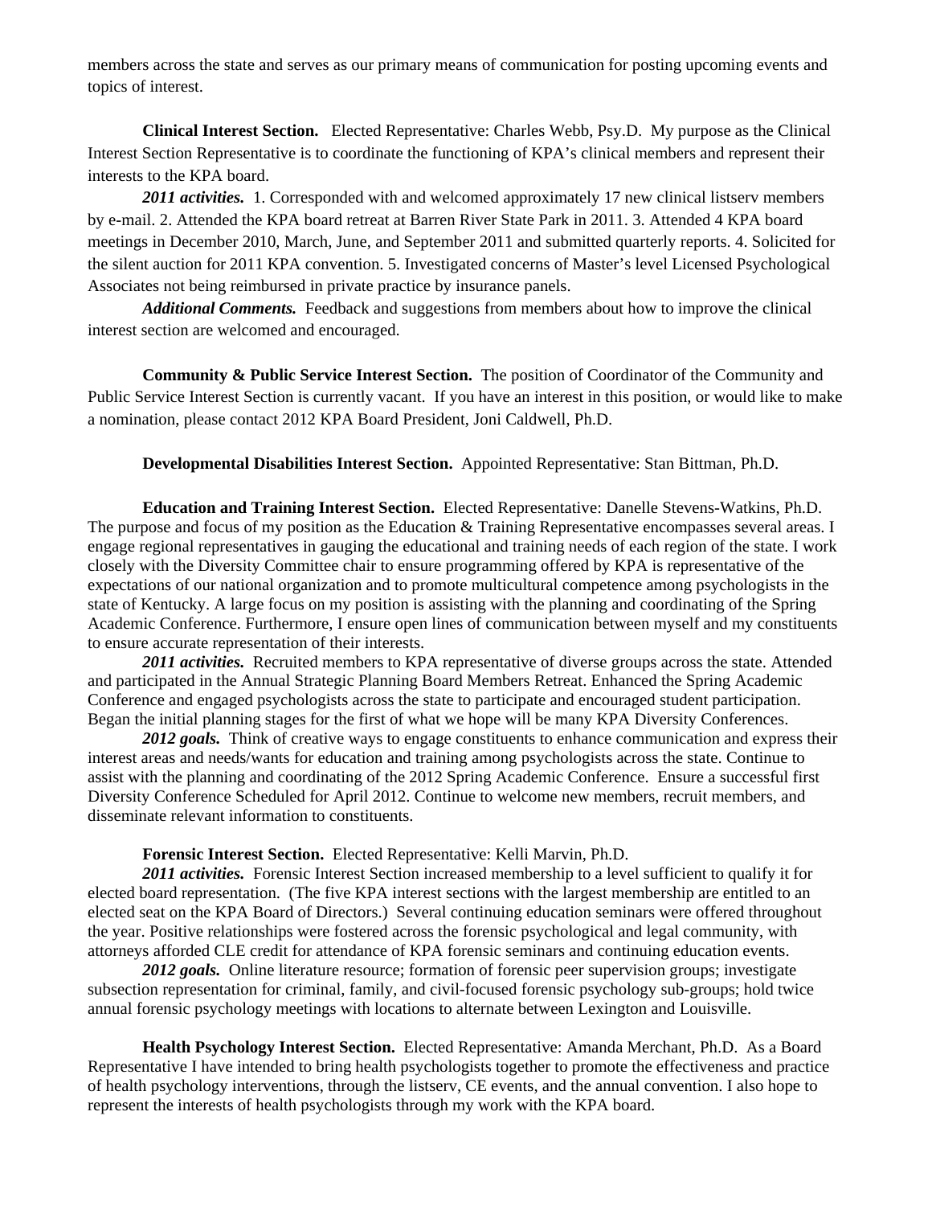members across the state and serves as our primary means of communication for posting upcoming events and topics of interest.

**Clinical Interest Section.** Elected Representative: Charles Webb, Psy.D. My purpose as the Clinical Interest Section Representative is to coordinate the functioning of KPA's clinical members and represent their interests to the KPA board.

***2011 activities.*** 1. Corresponded with and welcomed approximately 17 new clinical listserv members by e-mail. 2. Attended the KPA board retreat at Barren River State Park in 2011. 3. Attended 4 KPA board meetings in December 2010, March, June, and September 2011 and submitted quarterly reports. 4. Solicited for the silent auction for 2011 KPA convention. 5. Investigated concerns of Master's level Licensed Psychological Associates not being reimbursed in private practice by insurance panels.

***Additional Comments.*** Feedback and suggestions from members about how to improve the clinical interest section are welcomed and encouraged.

**Community & Public Service Interest Section.** The position of Coordinator of the Community and Public Service Interest Section is currently vacant. If you have an interest in this position, or would like to make a nomination, please contact 2012 KPA Board President, Joni Caldwell, Ph.D.

**Developmental Disabilities Interest Section.** Appointed Representative: Stan Bittman, Ph.D.

**Education and Training Interest Section.** Elected Representative: Danelle Stevens-Watkins, Ph.D. The purpose and focus of my position as the Education & Training Representative encompasses several areas. I engage regional representatives in gauging the educational and training needs of each region of the state. I work closely with the Diversity Committee chair to ensure programming offered by KPA is representative of the expectations of our national organization and to promote multicultural competence among psychologists in the state of Kentucky. A large focus on my position is assisting with the planning and coordinating of the Spring Academic Conference. Furthermore, I ensure open lines of communication between myself and my constituents to ensure accurate representation of their interests.

***2011 activities.*** Recruited members to KPA representative of diverse groups across the state. Attended and participated in the Annual Strategic Planning Board Members Retreat. Enhanced the Spring Academic Conference and engaged psychologists across the state to participate and encouraged student participation. Began the initial planning stages for the first of what we hope will be many KPA Diversity Conferences.

***2012 goals.*** Think of creative ways to engage constituents to enhance communication and express their interest areas and needs/wants for education and training among psychologists across the state. Continue to assist with the planning and coordinating of the 2012 Spring Academic Conference. Ensure a successful first Diversity Conference Scheduled for April 2012. Continue to welcome new members, recruit members, and disseminate relevant information to constituents.

**Forensic Interest Section.** Elected Representative: Kelli Marvin, Ph.D.

***2011 activities.*** Forensic Interest Section increased membership to a level sufficient to qualify it for elected board representation. (The five KPA interest sections with the largest membership are entitled to an elected seat on the KPA Board of Directors.) Several continuing education seminars were offered throughout the year. Positive relationships were fostered across the forensic psychological and legal community, with attorneys afforded CLE credit for attendance of KPA forensic seminars and continuing education events.

***2012 goals.*** Online literature resource; formation of forensic peer supervision groups; investigate subsection representation for criminal, family, and civil-focused forensic psychology sub-groups; hold twice annual forensic psychology meetings with locations to alternate between Lexington and Louisville.

**Health Psychology Interest Section.** Elected Representative: Amanda Merchant, Ph.D. As a Board Representative I have intended to bring health psychologists together to promote the effectiveness and practice of health psychology interventions, through the listserv, CE events, and the annual convention. I also hope to represent the interests of health psychologists through my work with the KPA board.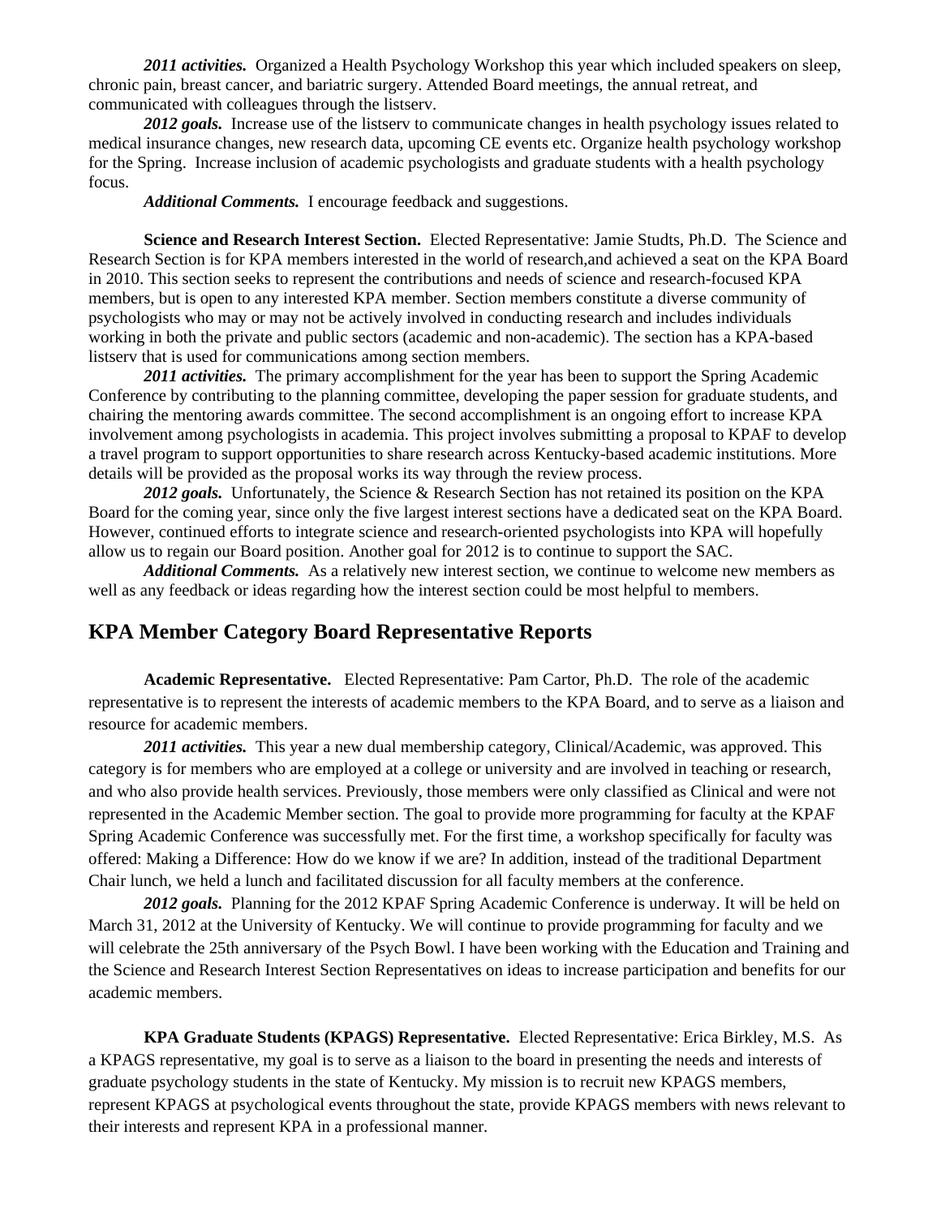***2011 activities.*** Organized a Health Psychology Workshop this year which included speakers on sleep, chronic pain, breast cancer, and bariatric surgery. Attended Board meetings, the annual retreat, and communicated with colleagues through the listserv.

***2012 goals.*** Increase use of the listserv to communicate changes in health psychology issues related to medical insurance changes, new research data, upcoming CE events etc. Organize health psychology workshop for the Spring. Increase inclusion of academic psychologists and graduate students with a health psychology focus.

***Additional Comments.*** I encourage feedback and suggestions.

**Science and Research Interest Section.** Elected Representative: Jamie Studts, Ph.D. The Science and Research Section is for KPA members interested in the world of research,and achieved a seat on the KPA Board in 2010. This section seeks to represent the contributions and needs of science and research-focused KPA members, but is open to any interested KPA member. Section members constitute a diverse community of psychologists who may or may not be actively involved in conducting research and includes individuals working in both the private and public sectors (academic and non-academic). The section has a KPA-based listserv that is used for communications among section members.

***2011 activities.*** The primary accomplishment for the year has been to support the Spring Academic Conference by contributing to the planning committee, developing the paper session for graduate students, and chairing the mentoring awards committee. The second accomplishment is an ongoing effort to increase KPA involvement among psychologists in academia. This project involves submitting a proposal to KPAF to develop a travel program to support opportunities to share research across Kentucky-based academic institutions. More details will be provided as the proposal works its way through the review process.

***2012 goals.*** Unfortunately, the Science & Research Section has not retained its position on the KPA Board for the coming year, since only the five largest interest sections have a dedicated seat on the KPA Board. However, continued efforts to integrate science and research-oriented psychologists into KPA will hopefully allow us to regain our Board position. Another goal for 2012 is to continue to support the SAC.

***Additional Comments.*** As a relatively new interest section, we continue to welcome new members as well as any feedback or ideas regarding how the interest section could be most helpful to members.

## KPA Member Category Board Representative Reports

**Academic Representative.** Elected Representative: Pam Cartor, Ph.D. The role of the academic representative is to represent the interests of academic members to the KPA Board, and to serve as a liaison and resource for academic members.

***2011 activities.*** This year a new dual membership category, Clinical/Academic, was approved. This category is for members who are employed at a college or university and are involved in teaching or research, and who also provide health services. Previously, those members were only classified as Clinical and were not represented in the Academic Member section. The goal to provide more programming for faculty at the KPAF Spring Academic Conference was successfully met. For the first time, a workshop specifically for faculty was offered: Making a Difference: How do we know if we are? In addition, instead of the traditional Department Chair lunch, we held a lunch and facilitated discussion for all faculty members at the conference.

***2012 goals.*** Planning for the 2012 KPAF Spring Academic Conference is underway. It will be held on March 31, 2012 at the University of Kentucky. We will continue to provide programming for faculty and we will celebrate the 25th anniversary of the Psych Bowl. I have been working with the Education and Training and the Science and Research Interest Section Representatives on ideas to increase participation and benefits for our academic members.

**KPA Graduate Students (KPAGS) Representative.** Elected Representative: Erica Birkley, M.S. As a KPAGS representative, my goal is to serve as a liaison to the board in presenting the needs and interests of graduate psychology students in the state of Kentucky. My mission is to recruit new KPAGS members, represent KPAGS at psychological events throughout the state, provide KPAGS members with news relevant to their interests and represent KPA in a professional manner.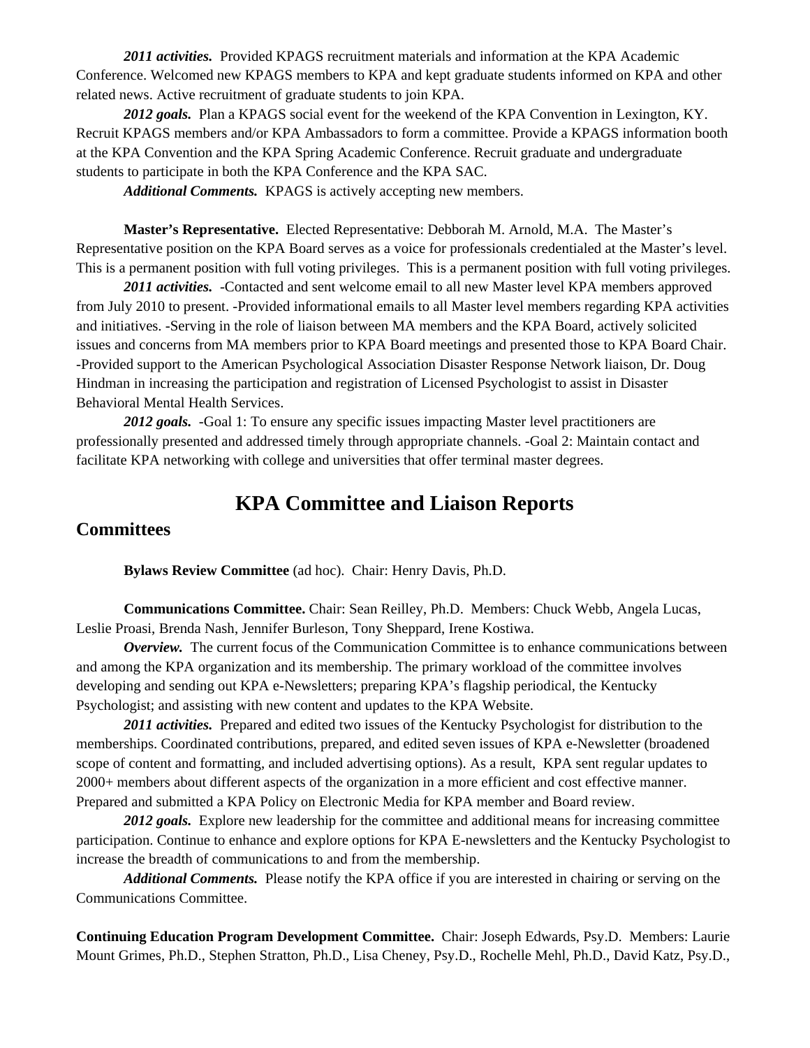***2011 activities.*** Provided KPAGS recruitment materials and information at the KPA Academic Conference. Welcomed new KPAGS members to KPA and kept graduate students informed on KPA and other related news. Active recruitment of graduate students to join KPA.

***2012 goals.*** Plan a KPAGS social event for the weekend of the KPA Convention in Lexington, KY. Recruit KPAGS members and/or KPA Ambassadors to form a committee. Provide a KPAGS information booth at the KPA Convention and the KPA Spring Academic Conference. Recruit graduate and undergraduate students to participate in both the KPA Conference and the KPA SAC.

***Additional Comments.*** KPAGS is actively accepting new members.

**Master's Representative.** Elected Representative: Debborah M. Arnold, M.A. The Master's Representative position on the KPA Board serves as a voice for professionals credentialed at the Master's level. This is a permanent position with full voting privileges. This is a permanent position with full voting privileges.

***2011 activities.*** -Contacted and sent welcome email to all new Master level KPA members approved from July 2010 to present. -Provided informational emails to all Master level members regarding KPA activities and initiatives. -Serving in the role of liaison between MA members and the KPA Board, actively solicited issues and concerns from MA members prior to KPA Board meetings and presented those to KPA Board Chair. -Provided support to the American Psychological Association Disaster Response Network liaison, Dr. Doug Hindman in increasing the participation and registration of Licensed Psychologist to assist in Disaster Behavioral Mental Health Services.

***2012 goals.*** -Goal 1: To ensure any specific issues impacting Master level practitioners are professionally presented and addressed timely through appropriate channels. -Goal 2: Maintain contact and facilitate KPA networking with college and universities that offer terminal master degrees.

# KPA Committee and Liaison Reports

## Committees

**Bylaws Review Committee** (ad hoc). Chair: Henry Davis, Ph.D.

**Communications Committee.** Chair: Sean Reilley, Ph.D. Members: Chuck Webb, Angela Lucas, Leslie Proasi, Brenda Nash, Jennifer Burleson, Tony Sheppard, Irene Kostiwa.

***Overview.*** The current focus of the Communication Committee is to enhance communications between and among the KPA organization and its membership. The primary workload of the committee involves developing and sending out KPA e-Newsletters; preparing KPA's flagship periodical, the Kentucky Psychologist; and assisting with new content and updates to the KPA Website.

***2011 activities.*** Prepared and edited two issues of the Kentucky Psychologist for distribution to the memberships. Coordinated contributions, prepared, and edited seven issues of KPA e-Newsletter (broadened scope of content and formatting, and included advertising options). As a result, KPA sent regular updates to 2000+ members about different aspects of the organization in a more efficient and cost effective manner. Prepared and submitted a KPA Policy on Electronic Media for KPA member and Board review.

***2012 goals.*** Explore new leadership for the committee and additional means for increasing committee participation. Continue to enhance and explore options for KPA E-newsletters and the Kentucky Psychologist to increase the breadth of communications to and from the membership.

***Additional Comments.*** Please notify the KPA office if you are interested in chairing or serving on the Communications Committee.

**Continuing Education Program Development Committee.** Chair: Joseph Edwards, Psy.D. Members: Laurie Mount Grimes, Ph.D., Stephen Stratton, Ph.D., Lisa Cheney, Psy.D., Rochelle Mehl, Ph.D., David Katz, Psy.D.,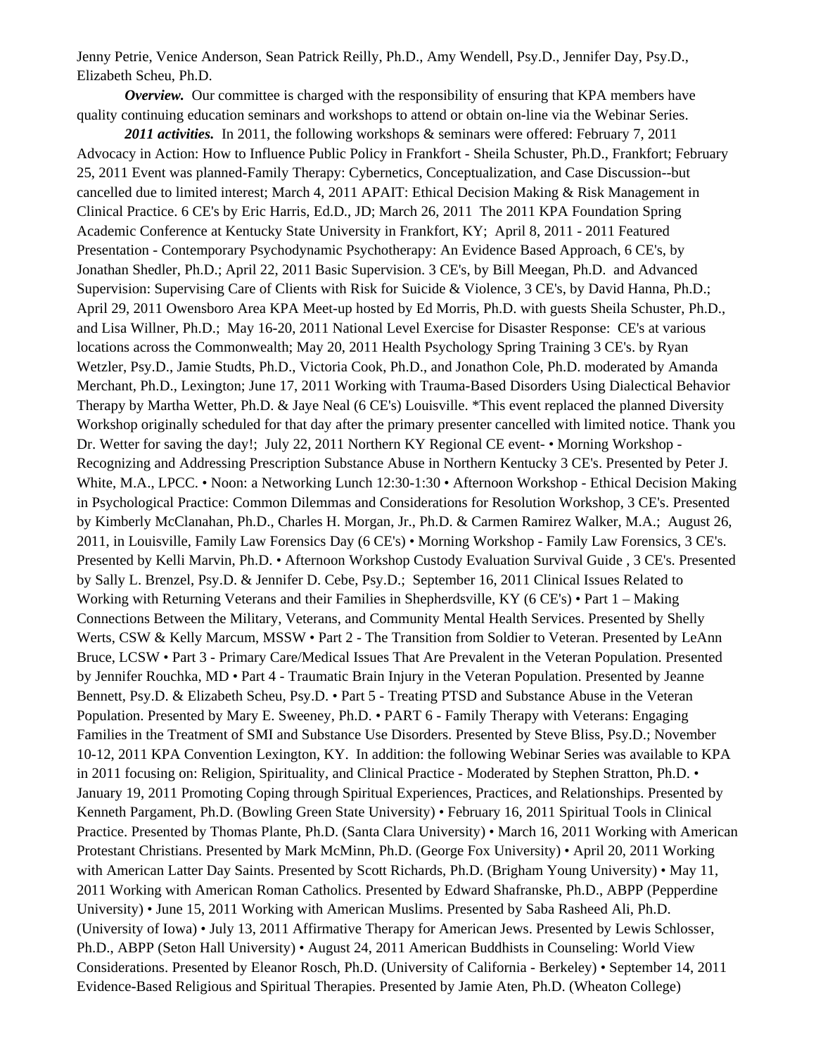Jenny Petrie, Venice Anderson, Sean Patrick Reilly, Ph.D., Amy Wendell, Psy.D., Jennifer Day, Psy.D., Elizabeth Scheu, Ph.D.

***Overview.*** Our committee is charged with the responsibility of ensuring that KPA members have quality continuing education seminars and workshops to attend or obtain on-line via the Webinar Series.

***2011 activities.*** In 2011, the following workshops & seminars were offered: February 7, 2011 Advocacy in Action: How to Influence Public Policy in Frankfort - Sheila Schuster, Ph.D., Frankfort; February 25, 2011 Event was planned-Family Therapy: Cybernetics, Conceptualization, and Case Discussion--but cancelled due to limited interest; March 4, 2011 APAIT: Ethical Decision Making & Risk Management in Clinical Practice. 6 CE's by Eric Harris, Ed.D., JD; March 26, 2011 The 2011 KPA Foundation Spring Academic Conference at Kentucky State University in Frankfort, KY; April 8, 2011 - 2011 Featured Presentation - Contemporary Psychodynamic Psychotherapy: An Evidence Based Approach, 6 CE's, by Jonathan Shedler, Ph.D.; April 22, 2011 Basic Supervision. 3 CE's, by Bill Meegan, Ph.D. and Advanced Supervision: Supervising Care of Clients with Risk for Suicide & Violence, 3 CE's, by David Hanna, Ph.D.; April 29, 2011 Owensboro Area KPA Meet-up hosted by Ed Morris, Ph.D. with guests Sheila Schuster, Ph.D., and Lisa Willner, Ph.D.; May 16-20, 2011 National Level Exercise for Disaster Response: CE's at various locations across the Commonwealth; May 20, 2011 Health Psychology Spring Training 3 CE's. by Ryan Wetzler, Psy.D., Jamie Studts, Ph.D., Victoria Cook, Ph.D., and Jonathon Cole, Ph.D. moderated by Amanda Merchant, Ph.D., Lexington; June 17, 2011 Working with Trauma-Based Disorders Using Dialectical Behavior Therapy by Martha Wetter, Ph.D. & Jaye Neal (6 CE's) Louisville. *This event replaced the planned Diversity Workshop originally scheduled for that day after the primary presenter cancelled with limited notice. Thank you Dr. Wetter for saving the day!; July 22, 2011 Northern KY Regional CE event- • Morning Workshop - Recognizing and Addressing Prescription Substance Abuse in Northern Kentucky 3 CE's. Presented by Peter J. White, M.A., LPCC. • Noon: a Networking Lunch 12:30-1:30 • Afternoon Workshop - Ethical Decision Making in Psychological Practice: Common Dilemmas and Considerations for Resolution Workshop, 3 CE's. Presented by Kimberly McClanahan, Ph.D., Charles H. Morgan, Jr., Ph.D. & Carmen Ramirez Walker, M.A.; August 26, 2011, in Louisville, Family Law Forensics Day (6 CE's) • Morning Workshop - Family Law Forensics, 3 CE's. Presented by Kelli Marvin, Ph.D. • Afternoon Workshop Custody Evaluation Survival Guide , 3 CE's. Presented by Sally L. Brenzel, Psy.D. & Jennifer D. Cebe, Psy.D.; September 16, 2011 Clinical Issues Related to Working with Returning Veterans and their Families in Shepherdsville, KY (6 CE's) • Part 1 – Making Connections Between the Military, Veterans, and Community Mental Health Services. Presented by Shelly Werts, CSW & Kelly Marcum, MSSW • Part 2 - The Transition from Soldier to Veteran. Presented by LeAnn Bruce, LCSW • Part 3 - Primary Care/Medical Issues That Are Prevalent in the Veteran Population. Presented by Jennifer Rouchka, MD • Part 4 - Traumatic Brain Injury in the Veteran Population. Presented by Jeanne Bennett, Psy.D. & Elizabeth Scheu, Psy.D. • Part 5 - Treating PTSD and Substance Abuse in the Veteran Population. Presented by Mary E. Sweeney, Ph.D. • PART 6 - Family Therapy with Veterans: Engaging Families in the Treatment of SMI and Substance Use Disorders. Presented by Steve Bliss, Psy.D.; November 10-12, 2011 KPA Convention Lexington, KY. In addition: the following Webinar Series was available to KPA in 2011 focusing on: Religion, Spirituality, and Clinical Practice - Moderated by Stephen Stratton, Ph.D. • January 19, 2011 Promoting Coping through Spiritual Experiences, Practices, and Relationships. Presented by Kenneth Pargament, Ph.D. (Bowling Green State University) • February 16, 2011 Spiritual Tools in Clinical Practice. Presented by Thomas Plante, Ph.D. (Santa Clara University) • March 16, 2011 Working with American Protestant Christians. Presented by Mark McMinn, Ph.D. (George Fox University) • April 20, 2011 Working with American Latter Day Saints. Presented by Scott Richards, Ph.D. (Brigham Young University) • May 11, 2011 Working with American Roman Catholics. Presented by Edward Shafranske, Ph.D., ABPP (Pepperdine University) • June 15, 2011 Working with American Muslims. Presented by Saba Rasheed Ali, Ph.D. (University of Iowa) • July 13, 2011 Affirmative Therapy for American Jews. Presented by Lewis Schlosser, Ph.D., ABPP (Seton Hall University) • August 24, 2011 American Buddhists in Counseling: World View Considerations. Presented by Eleanor Rosch, Ph.D. (University of California - Berkeley) • September 14, 2011 Evidence-Based Religious and Spiritual Therapies. Presented by Jamie Aten, Ph.D. (Wheaton College)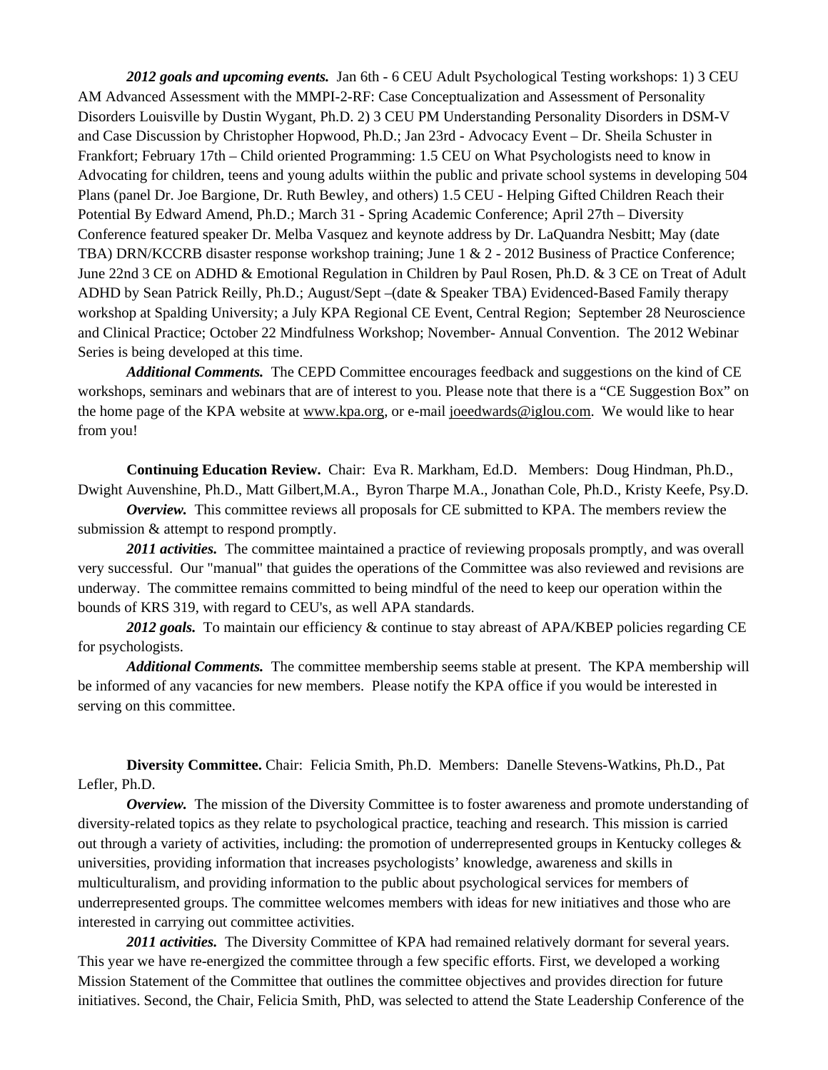***2012 goals and upcoming events.*** Jan 6th - 6 CEU Adult Psychological Testing workshops: 1) 3 CEU AM Advanced Assessment with the MMPI-2-RF: Case Conceptualization and Assessment of Personality Disorders Louisville by Dustin Wygant, Ph.D. 2) 3 CEU PM Understanding Personality Disorders in DSM-V and Case Discussion by Christopher Hopwood, Ph.D.; Jan 23rd - Advocacy Event – Dr. Sheila Schuster in Frankfort; February 17th – Child oriented Programming: 1.5 CEU on What Psychologists need to know in Advocating for children, teens and young adults wiithin the public and private school systems in developing 504 Plans (panel Dr. Joe Bargione, Dr. Ruth Bewley, and others) 1.5 CEU - Helping Gifted Children Reach their Potential By Edward Amend, Ph.D.; March 31 - Spring Academic Conference; April 27th – Diversity Conference featured speaker Dr. Melba Vasquez and keynote address by Dr. LaQuandra Nesbitt; May (date TBA) DRN/KCCRB disaster response workshop training; June 1 & 2 - 2012 Business of Practice Conference; June 22nd 3 CE on ADHD & Emotional Regulation in Children by Paul Rosen, Ph.D. & 3 CE on Treat of Adult ADHD by Sean Patrick Reilly, Ph.D.; August/Sept –(date & Speaker TBA) Evidenced-Based Family therapy workshop at Spalding University; a July KPA Regional CE Event, Central Region; September 28 Neuroscience and Clinical Practice; October 22 Mindfulness Workshop; November- Annual Convention. The 2012 Webinar Series is being developed at this time.

***Additional Comments.*** The CEPD Committee encourages feedback and suggestions on the kind of CE workshops, seminars and webinars that are of interest to you. Please note that there is a "CE Suggestion Box" on the home page of the KPA website at www.kpa.org, or e-mail joeedwards@iglou.com. We would like to hear from you!

**Continuing Education Review.** Chair: Eva R. Markham, Ed.D. Members: Doug Hindman, Ph.D., Dwight Auvenshine, Ph.D., Matt Gilbert,M.A., Byron Tharpe M.A., Jonathan Cole, Ph.D., Kristy Keefe, Psy.D.

***Overview.*** This committee reviews all proposals for CE submitted to KPA. The members review the submission & attempt to respond promptly.

***2011 activities.*** The committee maintained a practice of reviewing proposals promptly, and was overall very successful. Our "manual" that guides the operations of the Committee was also reviewed and revisions are underway. The committee remains committed to being mindful of the need to keep our operation within the bounds of KRS 319, with regard to CEU's, as well APA standards.

***2012 goals.*** To maintain our efficiency & continue to stay abreast of APA/KBEP policies regarding CE for psychologists.

***Additional Comments.*** The committee membership seems stable at present. The KPA membership will be informed of any vacancies for new members. Please notify the KPA office if you would be interested in serving on this committee.

**Diversity Committee.** Chair: Felicia Smith, Ph.D. Members: Danelle Stevens-Watkins, Ph.D., Pat Lefler, Ph.D.

***Overview.*** The mission of the Diversity Committee is to foster awareness and promote understanding of diversity-related topics as they relate to psychological practice, teaching and research. This mission is carried out through a variety of activities, including: the promotion of underrepresented groups in Kentucky colleges & universities, providing information that increases psychologists' knowledge, awareness and skills in multiculturalism, and providing information to the public about psychological services for members of underrepresented groups. The committee welcomes members with ideas for new initiatives and those who are interested in carrying out committee activities.

***2011 activities.*** The Diversity Committee of KPA had remained relatively dormant for several years. This year we have re-energized the committee through a few specific efforts. First, we developed a working Mission Statement of the Committee that outlines the committee objectives and provides direction for future initiatives. Second, the Chair, Felicia Smith, PhD, was selected to attend the State Leadership Conference of the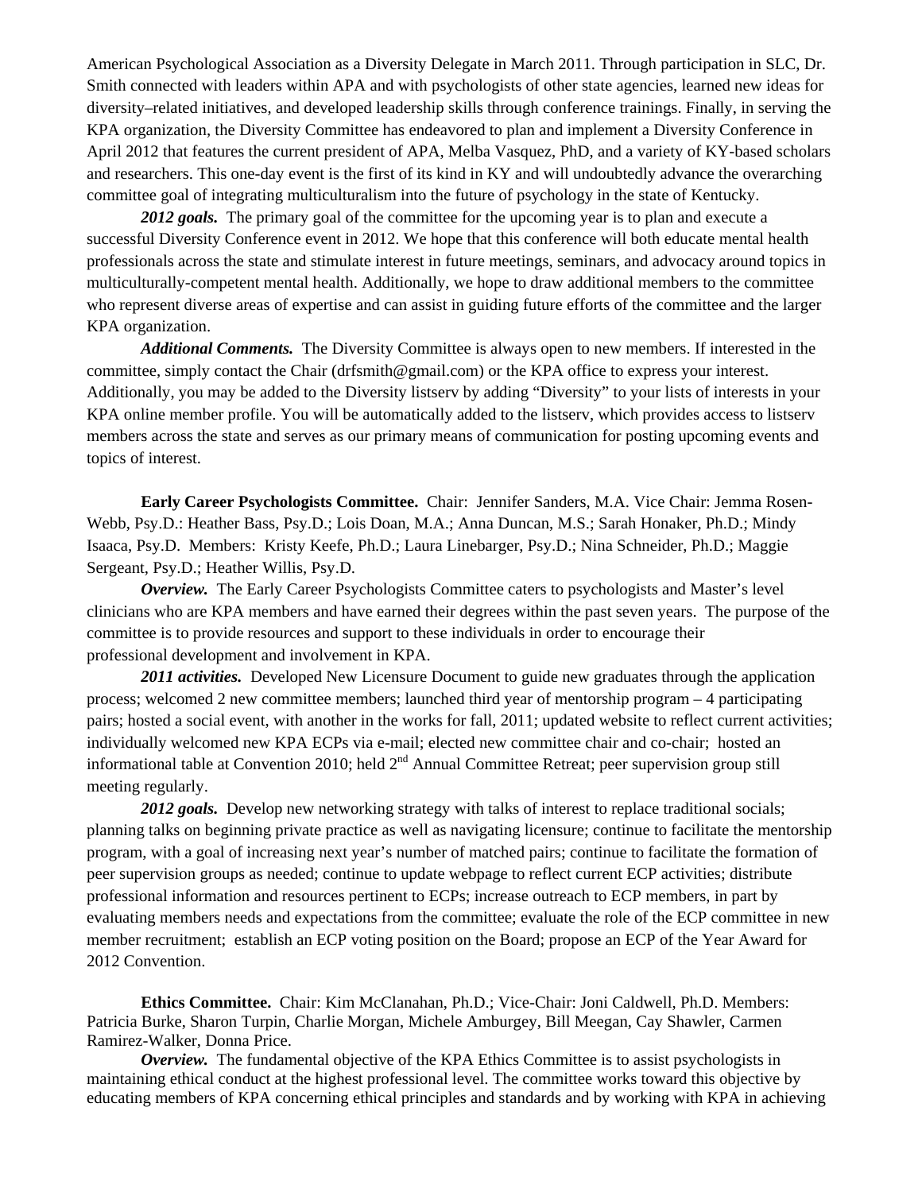American Psychological Association as a Diversity Delegate in March 2011. Through participation in SLC, Dr. Smith connected with leaders within APA and with psychologists of other state agencies, learned new ideas for diversity–related initiatives, and developed leadership skills through conference trainings. Finally, in serving the KPA organization, the Diversity Committee has endeavored to plan and implement a Diversity Conference in April 2012 that features the current president of APA, Melba Vasquez, PhD, and a variety of KY-based scholars and researchers. This one-day event is the first of its kind in KY and will undoubtedly advance the overarching committee goal of integrating multiculturalism into the future of psychology in the state of Kentucky.

***2012 goals.*** The primary goal of the committee for the upcoming year is to plan and execute a successful Diversity Conference event in 2012. We hope that this conference will both educate mental health professionals across the state and stimulate interest in future meetings, seminars, and advocacy around topics in multiculturally-competent mental health. Additionally, we hope to draw additional members to the committee who represent diverse areas of expertise and can assist in guiding future efforts of the committee and the larger KPA organization.

***Additional Comments.*** The Diversity Committee is always open to new members. If interested in the committee, simply contact the Chair (drfsmith@gmail.com) or the KPA office to express your interest. Additionally, you may be added to the Diversity listserv by adding "Diversity" to your lists of interests in your KPA online member profile. You will be automatically added to the listserv, which provides access to listserv members across the state and serves as our primary means of communication for posting upcoming events and topics of interest.

**Early Career Psychologists Committee.** Chair: Jennifer Sanders, M.A. Vice Chair: Jemma Rosen-Webb, Psy.D.: Heather Bass, Psy.D.; Lois Doan, M.A.; Anna Duncan, M.S.; Sarah Honaker, Ph.D.; Mindy Isaaca, Psy.D. Members: Kristy Keefe, Ph.D.; Laura Linebarger, Psy.D.; Nina Schneider, Ph.D.; Maggie Sergeant, Psy.D.; Heather Willis, Psy.D.

***Overview.*** The Early Career Psychologists Committee caters to psychologists and Master's level clinicians who are KPA members and have earned their degrees within the past seven years. The purpose of the committee is to provide resources and support to these individuals in order to encourage their professional development and involvement in KPA.

***2011 activities.*** Developed New Licensure Document to guide new graduates through the application process; welcomed 2 new committee members; launched third year of mentorship program – 4 participating pairs; hosted a social event, with another in the works for fall, 2011; updated website to reflect current activities; individually welcomed new KPA ECPs via e-mail; elected new committee chair and co-chair; hosted an informational table at Convention 2010; held 2nd Annual Committee Retreat; peer supervision group still meeting regularly.

***2012 goals.*** Develop new networking strategy with talks of interest to replace traditional socials; planning talks on beginning private practice as well as navigating licensure; continue to facilitate the mentorship program, with a goal of increasing next year's number of matched pairs; continue to facilitate the formation of peer supervision groups as needed; continue to update webpage to reflect current ECP activities; distribute professional information and resources pertinent to ECPs; increase outreach to ECP members, in part by evaluating members needs and expectations from the committee; evaluate the role of the ECP committee in new member recruitment; establish an ECP voting position on the Board; propose an ECP of the Year Award for 2012 Convention.

**Ethics Committee.** Chair: Kim McClanahan, Ph.D.; Vice-Chair: Joni Caldwell, Ph.D. Members: Patricia Burke, Sharon Turpin, Charlie Morgan, Michele Amburgey, Bill Meegan, Cay Shawler, Carmen Ramirez-Walker, Donna Price.

***Overview.*** The fundamental objective of the KPA Ethics Committee is to assist psychologists in maintaining ethical conduct at the highest professional level. The committee works toward this objective by educating members of KPA concerning ethical principles and standards and by working with KPA in achieving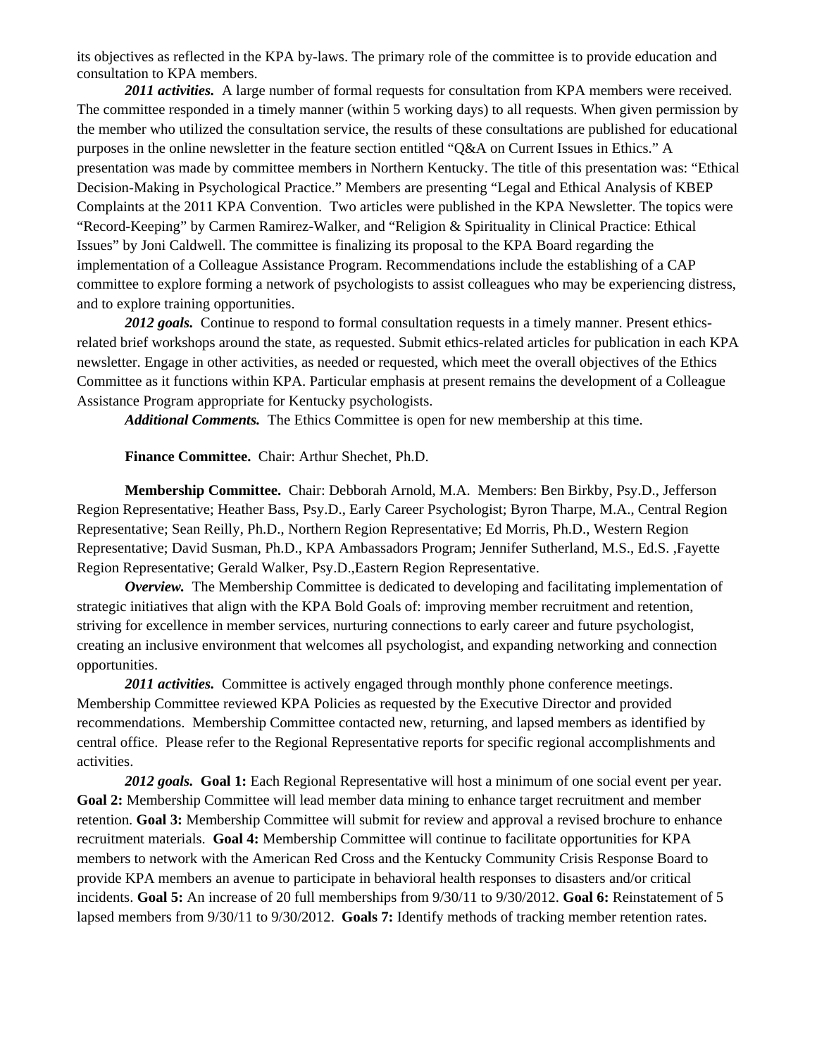its objectives as reflected in the KPA by-laws. The primary role of the committee is to provide education and consultation to KPA members.

***2011 activities.*** A large number of formal requests for consultation from KPA members were received. The committee responded in a timely manner (within 5 working days) to all requests. When given permission by the member who utilized the consultation service, the results of these consultations are published for educational purposes in the online newsletter in the feature section entitled “Q&A on Current Issues in Ethics.” A presentation was made by committee members in Northern Kentucky. The title of this presentation was: “Ethical Decision-Making in Psychological Practice.” Members are presenting “Legal and Ethical Analysis of KBEP Complaints at the 2011 KPA Convention. Two articles were published in the KPA Newsletter. The topics were “Record-Keeping” by Carmen Ramirez-Walker, and “Religion & Spirituality in Clinical Practice: Ethical Issues” by Joni Caldwell. The committee is finalizing its proposal to the KPA Board regarding the implementation of a Colleague Assistance Program. Recommendations include the establishing of a CAP committee to explore forming a network of psychologists to assist colleagues who may be experiencing distress, and to explore training opportunities.

***2012 goals.*** Continue to respond to formal consultation requests in a timely manner. Present ethics-related brief workshops around the state, as requested. Submit ethics-related articles for publication in each KPA newsletter. Engage in other activities, as needed or requested, which meet the overall objectives of the Ethics Committee as it functions within KPA. Particular emphasis at present remains the development of a Colleague Assistance Program appropriate for Kentucky psychologists.

***Additional Comments.*** The Ethics Committee is open for new membership at this time.

**Finance Committee.** Chair: Arthur Shechet, Ph.D.

**Membership Committee.** Chair: Debborah Arnold, M.A. Members: Ben Birkby, Psy.D., Jefferson Region Representative; Heather Bass, Psy.D., Early Career Psychologist; Byron Tharpe, M.A., Central Region Representative; Sean Reilly, Ph.D., Northern Region Representative; Ed Morris, Ph.D., Western Region Representative; David Susman, Ph.D., KPA Ambassadors Program; Jennifer Sutherland, M.S., Ed.S. ,Fayette Region Representative; Gerald Walker, Psy.D.,Eastern Region Representative.

***Overview.*** The Membership Committee is dedicated to developing and facilitating implementation of strategic initiatives that align with the KPA Bold Goals of: improving member recruitment and retention, striving for excellence in member services, nurturing connections to early career and future psychologist, creating an inclusive environment that welcomes all psychologist, and expanding networking and connection opportunities.

***2011 activities.*** Committee is actively engaged through monthly phone conference meetings. Membership Committee reviewed KPA Policies as requested by the Executive Director and provided recommendations. Membership Committee contacted new, returning, and lapsed members as identified by central office. Please refer to the Regional Representative reports for specific regional accomplishments and activities.

***2012 goals.*** **Goal 1:** Each Regional Representative will host a minimum of one social event per year. **Goal 2:** Membership Committee will lead member data mining to enhance target recruitment and member retention. **Goal 3:** Membership Committee will submit for review and approval a revised brochure to enhance recruitment materials. **Goal 4:** Membership Committee will continue to facilitate opportunities for KPA members to network with the American Red Cross and the Kentucky Community Crisis Response Board to provide KPA members an avenue to participate in behavioral health responses to disasters and/or critical incidents. **Goal 5:** An increase of 20 full memberships from 9/30/11 to 9/30/2012. **Goal 6:** Reinstatement of 5 lapsed members from 9/30/11 to 9/30/2012. **Goals 7:** Identify methods of tracking member retention rates.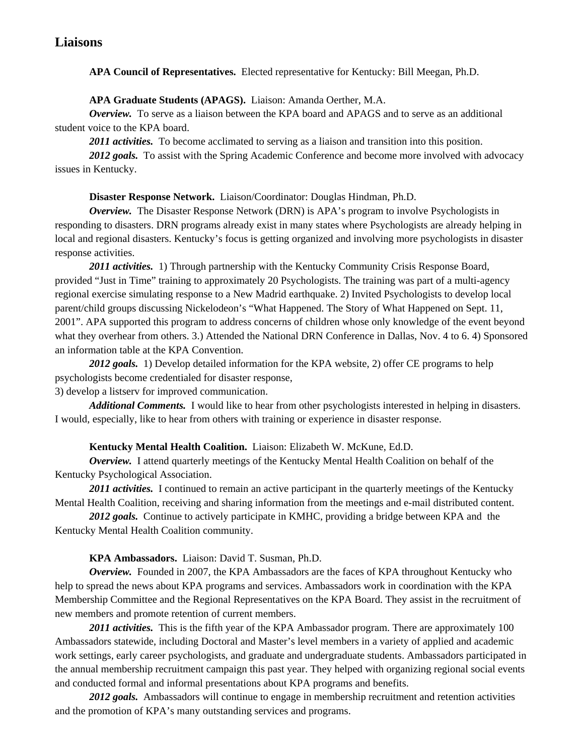## Liaisons

**APA Council of Representatives.** Elected representative for Kentucky: Bill Meegan, Ph.D.

**APA Graduate Students (APAGS).** Liaison: Amanda Oerther, M.A.

***Overview.*** To serve as a liaison between the KPA board and APAGS and to serve as an additional student voice to the KPA board.

***2011 activities.*** To become acclimated to serving as a liaison and transition into this position.

***2012 goals.*** To assist with the Spring Academic Conference and become more involved with advocacy issues in Kentucky.

**Disaster Response Network.** Liaison/Coordinator: Douglas Hindman, Ph.D.

***Overview.*** The Disaster Response Network (DRN) is APA's program to involve Psychologists in responding to disasters. DRN programs already exist in many states where Psychologists are already helping in local and regional disasters. Kentucky's focus is getting organized and involving more psychologists in disaster response activities.

***2011 activities.*** 1) Through partnership with the Kentucky Community Crisis Response Board, provided "Just in Time" training to approximately 20 Psychologists. The training was part of a multi-agency regional exercise simulating response to a New Madrid earthquake. 2) Invited Psychologists to develop local parent/child groups discussing Nickelodeon's "What Happened. The Story of What Happened on Sept. 11, 2001". APA supported this program to address concerns of children whose only knowledge of the event beyond what they overhear from others. 3.) Attended the National DRN Conference in Dallas, Nov. 4 to 6. 4) Sponsored an information table at the KPA Convention.

***2012 goals.*** 1) Develop detailed information for the KPA website, 2) offer CE programs to help psychologists become credentialed for disaster response,
3) develop a listserv for improved communication.

***Additional Comments.*** I would like to hear from other psychologists interested in helping in disasters. I would, especially, like to hear from others with training or experience in disaster response.

**Kentucky Mental Health Coalition.** Liaison: Elizabeth W. McKune, Ed.D.

***Overview.*** I attend quarterly meetings of the Kentucky Mental Health Coalition on behalf of the Kentucky Psychological Association.

***2011 activities.*** I continued to remain an active participant in the quarterly meetings of the Kentucky Mental Health Coalition, receiving and sharing information from the meetings and e-mail distributed content.

***2012 goals.*** Continue to actively participate in KMHC, providing a bridge between KPA and the Kentucky Mental Health Coalition community.

**KPA Ambassadors.** Liaison: David T. Susman, Ph.D.

***Overview.*** Founded in 2007, the KPA Ambassadors are the faces of KPA throughout Kentucky who help to spread the news about KPA programs and services. Ambassadors work in coordination with the KPA Membership Committee and the Regional Representatives on the KPA Board. They assist in the recruitment of new members and promote retention of current members.

***2011 activities.*** This is the fifth year of the KPA Ambassador program. There are approximately 100 Ambassadors statewide, including Doctoral and Master's level members in a variety of applied and academic work settings, early career psychologists, and graduate and undergraduate students. Ambassadors participated in the annual membership recruitment campaign this past year. They helped with organizing regional social events and conducted formal and informal presentations about KPA programs and benefits.

***2012 goals.*** Ambassadors will continue to engage in membership recruitment and retention activities and the promotion of KPA's many outstanding services and programs.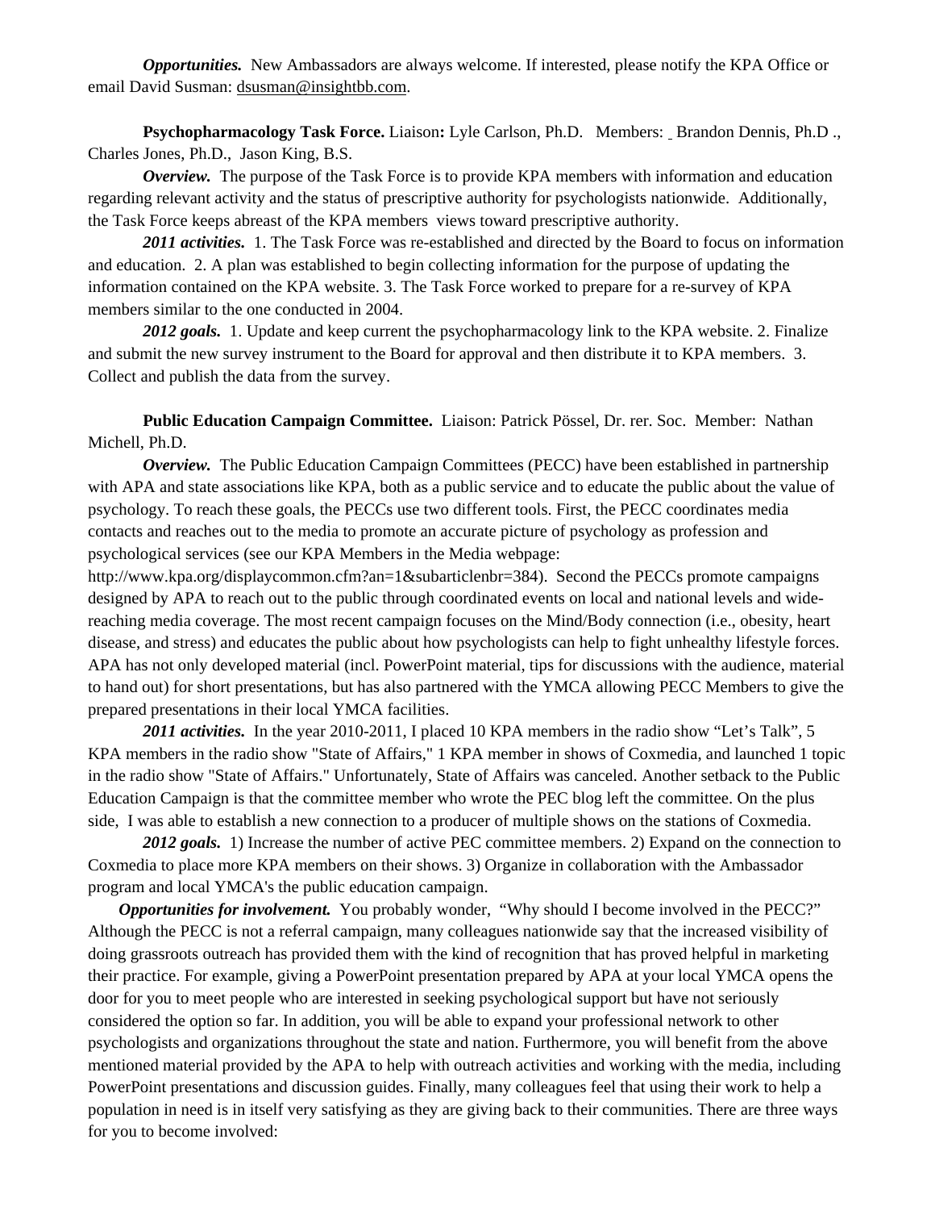***Opportunities.*** New Ambassadors are always welcome. If interested, please notify the KPA Office or email David Susman: dsusman@insightbb.com.

**Psychopharmacology Task Force.** Liaison**:** Lyle Carlson, Ph.D. Members: Brandon Dennis, Ph.D ., Charles Jones, Ph.D., Jason King, B.S.

***Overview.*** The purpose of the Task Force is to provide KPA members with information and education regarding relevant activity and the status of prescriptive authority for psychologists nationwide. Additionally, the Task Force keeps abreast of the KPA members views toward prescriptive authority.

***2011 activities.*** 1. The Task Force was re-established and directed by the Board to focus on information and education. 2. A plan was established to begin collecting information for the purpose of updating the information contained on the KPA website. 3. The Task Force worked to prepare for a re-survey of KPA members similar to the one conducted in 2004.

***2012 goals.*** 1. Update and keep current the psychopharmacology link to the KPA website. 2. Finalize and submit the new survey instrument to the Board for approval and then distribute it to KPA members. 3. Collect and publish the data from the survey.

**Public Education Campaign Committee.** Liaison: Patrick Pössel, Dr. rer. Soc. Member: Nathan Michell, Ph.D.

***Overview.*** The Public Education Campaign Committees (PECC) have been established in partnership with APA and state associations like KPA, both as a public service and to educate the public about the value of psychology. To reach these goals, the PECCs use two different tools. First, the PECC coordinates media contacts and reaches out to the media to promote an accurate picture of psychology as profession and psychological services (see our KPA Members in the Media webpage: http://www.kpa.org/displaycommon.cfm?an=1&subarticlenbr=384). Second the PECCs promote campaigns designed by APA to reach out to the public through coordinated events on local and national levels and wide-reaching media coverage. The most recent campaign focuses on the Mind/Body connection (i.e., obesity, heart disease, and stress) and educates the public about how psychologists can help to fight unhealthy lifestyle forces. APA has not only developed material (incl. PowerPoint material, tips for discussions with the audience, material to hand out) for short presentations, but has also partnered with the YMCA allowing PECC Members to give the prepared presentations in their local YMCA facilities.

***2011 activities.*** In the year 2010-2011, I placed 10 KPA members in the radio show "Let's Talk", 5 KPA members in the radio show "State of Affairs," 1 KPA member in shows of Coxmedia, and launched 1 topic in the radio show "State of Affairs." Unfortunately, State of Affairs was canceled. Another setback to the Public Education Campaign is that the committee member who wrote the PEC blog left the committee. On the plus side, I was able to establish a new connection to a producer of multiple shows on the stations of Coxmedia.

***2012 goals.*** 1) Increase the number of active PEC committee members. 2) Expand on the connection to Coxmedia to place more KPA members on their shows. 3) Organize in collaboration with the Ambassador program and local YMCA's the public education campaign.

***Opportunities for involvement.*** You probably wonder, "Why should I become involved in the PECC?" Although the PECC is not a referral campaign, many colleagues nationwide say that the increased visibility of doing grassroots outreach has provided them with the kind of recognition that has proved helpful in marketing their practice. For example, giving a PowerPoint presentation prepared by APA at your local YMCA opens the door for you to meet people who are interested in seeking psychological support but have not seriously considered the option so far. In addition, you will be able to expand your professional network to other psychologists and organizations throughout the state and nation. Furthermore, you will benefit from the above mentioned material provided by the APA to help with outreach activities and working with the media, including PowerPoint presentations and discussion guides. Finally, many colleagues feel that using their work to help a population in need is in itself very satisfying as they are giving back to their communities. There are three ways for you to become involved: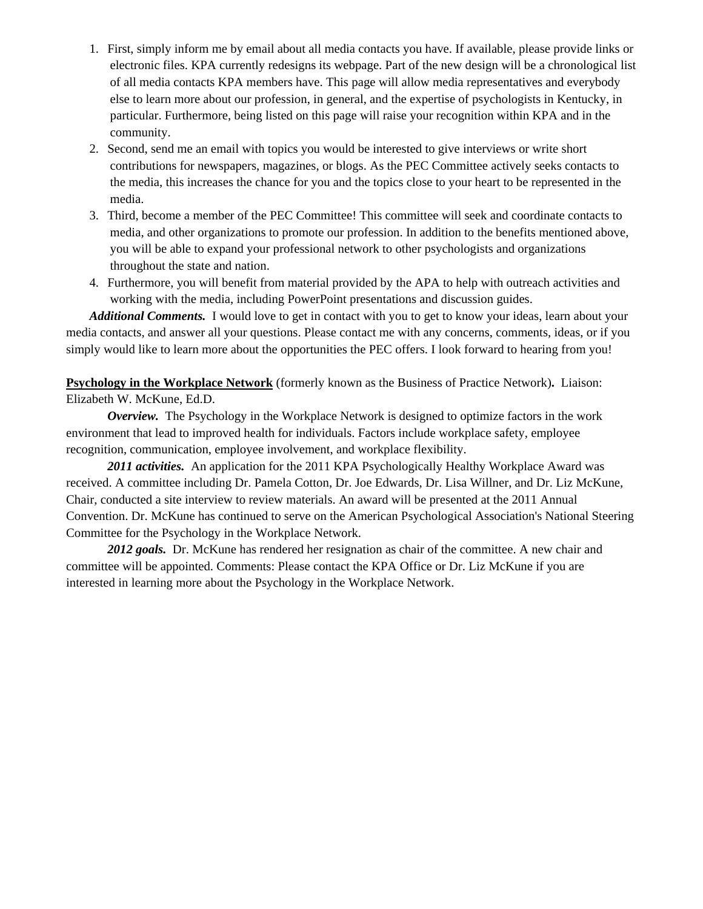1. First, simply inform me by email about all media contacts you have. If available, please provide links or electronic files. KPA currently redesigns its webpage. Part of the new design will be a chronological list of all media contacts KPA members have. This page will allow media representatives and everybody else to learn more about our profession, in general, and the expertise of psychologists in Kentucky, in particular. Furthermore, being listed on this page will raise your recognition within KPA and in the community.
2. Second, send me an email with topics you would be interested to give interviews or write short contributions for newspapers, magazines, or blogs. As the PEC Committee actively seeks contacts to the media, this increases the chance for you and the topics close to your heart to be represented in the media.
3. Third, become a member of the PEC Committee! This committee will seek and coordinate contacts to media, and other organizations to promote our profession. In addition to the benefits mentioned above, you will be able to expand your professional network to other psychologists and organizations throughout the state and nation.
4. Furthermore, you will benefit from material provided by the APA to help with outreach activities and working with the media, including PowerPoint presentations and discussion guides.

***Additional Comments.*** I would love to get in contact with you to get to know your ideas, learn about your media contacts, and answer all your questions. Please contact me with any concerns, comments, ideas, or if you simply would like to learn more about the opportunities the PEC offers. I look forward to hearing from you!

**Psychology in the Workplace Network** (formerly known as the Business of Practice Network)**.** Liaison: Elizabeth W. McKune, Ed.D.

***Overview.*** The Psychology in the Workplace Network is designed to optimize factors in the work environment that lead to improved health for individuals. Factors include workplace safety, employee recognition, communication, employee involvement, and workplace flexibility.

***2011 activities.*** An application for the 2011 KPA Psychologically Healthy Workplace Award was received. A committee including Dr. Pamela Cotton, Dr. Joe Edwards, Dr. Lisa Willner, and Dr. Liz McKune, Chair, conducted a site interview to review materials. An award will be presented at the 2011 Annual Convention. Dr. McKune has continued to serve on the American Psychological Association's National Steering Committee for the Psychology in the Workplace Network.

***2012 goals.*** Dr. McKune has rendered her resignation as chair of the committee. A new chair and committee will be appointed. Comments: Please contact the KPA Office or Dr. Liz McKune if you are interested in learning more about the Psychology in the Workplace Network.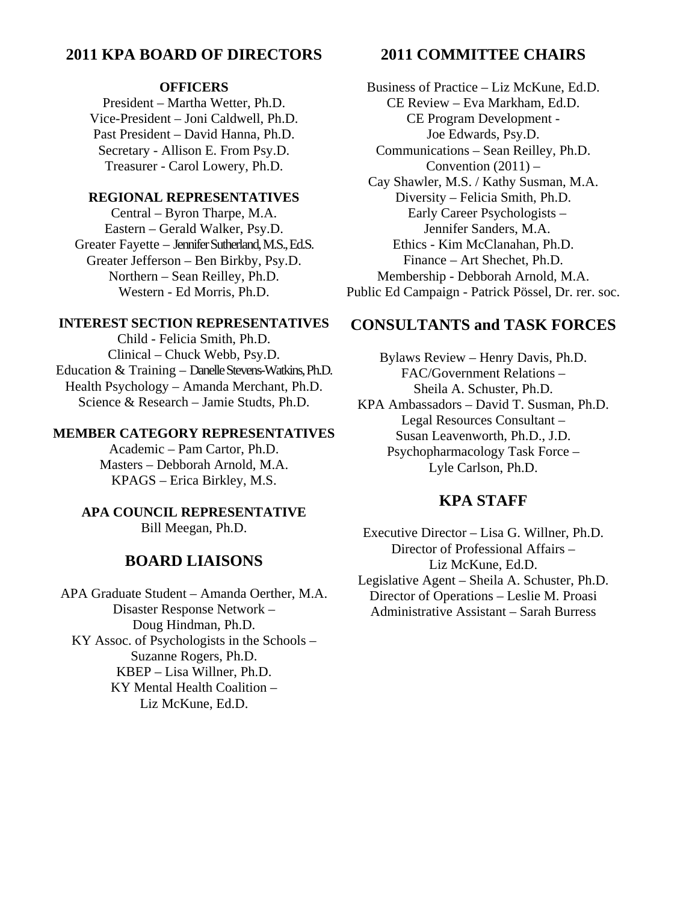## 2011 KPA BOARD OF DIRECTORS

### OFFICERS

President – Martha Wetter, Ph.D.
Vice-President – Joni Caldwell, Ph.D.
Past President – David Hanna, Ph.D.
Secretary - Allison E. From Psy.D.
Treasurer - Carol Lowery, Ph.D.

### REGIONAL REPRESENTATIVES

Central – Byron Tharpe, M.A.
Eastern – Gerald Walker, Psy.D.
Greater Fayette – Jennifer Sutherland, M.S., Ed.S.
Greater Jefferson – Ben Birkby, Psy.D.
Northern – Sean Reilley, Ph.D.
Western - Ed Morris, Ph.D.

### INTEREST SECTION REPRESENTATIVES

Child - Felicia Smith, Ph.D.
Clinical – Chuck Webb, Psy.D.
Education & Training – Danelle Stevens-Watkins, Ph.D.
Health Psychology – Amanda Merchant, Ph.D.
Science & Research – Jamie Studts, Ph.D.

### MEMBER CATEGORY REPRESENTATIVES

Academic – Pam Cartor, Ph.D.
Masters – Debborah Arnold, M.A.
KPAGS – Erica Birkley, M.S.

### APA COUNCIL REPRESENTATIVE

Bill Meegan, Ph.D.

## BOARD LIAISONS

APA Graduate Student – Amanda Oerther, M.A.
Disaster Response Network –
Doug Hindman, Ph.D.
KY Assoc. of Psychologists in the Schools –
Suzanne Rogers, Ph.D.
KBEP – Lisa Willner, Ph.D.
KY Mental Health Coalition –
Liz McKune, Ed.D.

## 2011 COMMITTEE CHAIRS

Business of Practice – Liz McKune, Ed.D.
CE Review – Eva Markham, Ed.D.
CE Program Development -
Joe Edwards, Psy.D.
Communications – Sean Reilley, Ph.D.
Convention (2011) –
Cay Shawler, M.S. / Kathy Susman, M.A.
Diversity – Felicia Smith, Ph.D.
Early Career Psychologists –
Jennifer Sanders, M.A.
Ethics - Kim McClanahan, Ph.D.
Finance – Art Shechet, Ph.D.
Membership - Debborah Arnold, M.A.
Public Ed Campaign - Patrick Pössel, Dr. rer. soc.

## CONSULTANTS and TASK FORCES

Bylaws Review – Henry Davis, Ph.D.
FAC/Government Relations –
Sheila A. Schuster, Ph.D.
KPA Ambassadors – David T. Susman, Ph.D.
Legal Resources Consultant –
Susan Leavenworth, Ph.D., J.D.
Psychopharmacology Task Force –
Lyle Carlson, Ph.D.

## KPA STAFF

Executive Director – Lisa G. Willner, Ph.D.
Director of Professional Affairs –
Liz McKune, Ed.D.
Legislative Agent – Sheila A. Schuster, Ph.D.
Director of Operations – Leslie M. Proasi
Administrative Assistant – Sarah Burress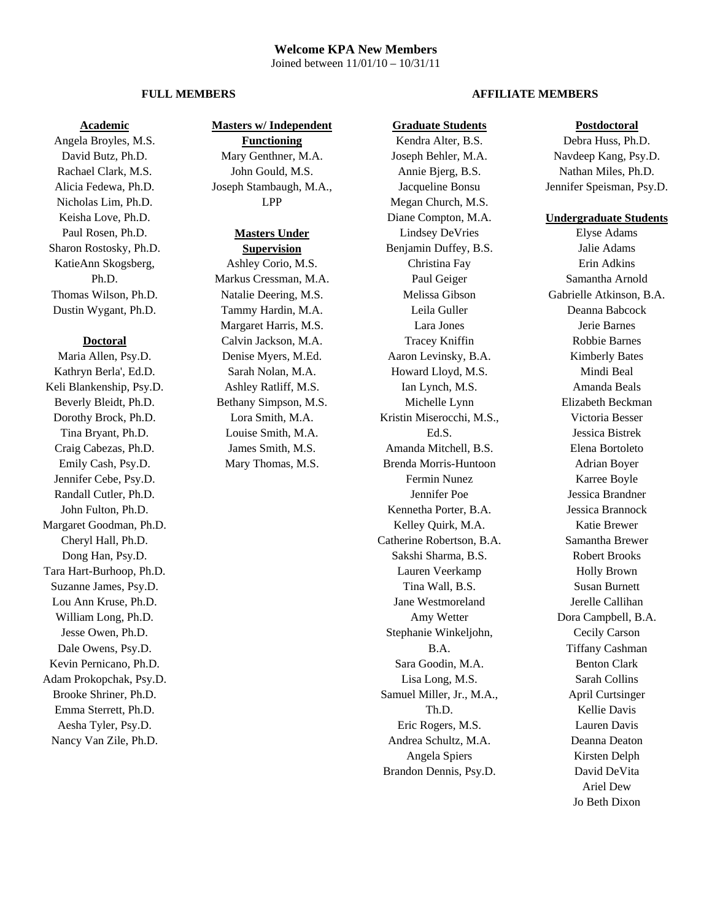# Welcome KPA New Members

Joined between 11/01/10 – 10/31/11

## FULL MEMBERS

### Academic

Angela Broyles, M.S.
David Butz, Ph.D.
Rachael Clark, M.S.
Alicia Fedewa, Ph.D.
Nicholas Lim, Ph.D.
Keisha Love, Ph.D.
Paul Rosen, Ph.D.
Sharon Rostosky, Ph.D.
KatieAnn Skogsberg, Ph.D.
Thomas Wilson, Ph.D.
Dustin Wygant, Ph.D.

### Doctoral

Maria Allen, Psy.D.
Kathryn Berla', Ed.D.
Keli Blankenship, Psy.D.
Beverly Bleidt, Ph.D.
Dorothy Brock, Ph.D.
Tina Bryant, Ph.D.
Craig Cabezas, Ph.D.
Emily Cash, Psy.D.
Jennifer Cebe, Psy.D.
Randall Cutler, Ph.D.
John Fulton, Ph.D.
Margaret Goodman, Ph.D.
Cheryl Hall, Ph.D.
Dong Han, Psy.D.
Tara Hart-Burhoop, Ph.D.
Suzanne James, Psy.D.
Lou Ann Kruse, Ph.D.
William Long, Ph.D.
Jesse Owen, Ph.D.
Dale Owens, Psy.D.
Kevin Pernicano, Ph.D.
Adam Prokopchak, Psy.D.
Brooke Shriner, Ph.D.
Emma Sterrett, Ph.D.
Aesha Tyler, Psy.D.
Nancy Van Zile, Ph.D.

### Masters w/ Independent Functioning

Mary Genthner, M.A.
John Gould, M.S.
Joseph Stambaugh, M.A., LPP

### Masters Under Supervision

Ashley Corio, M.S.
Markus Cressman, M.A.
Natalie Deering, M.S.
Tammy Hardin, M.A.
Margaret Harris, M.S.
Calvin Jackson, M.A.
Denise Myers, M.Ed.
Sarah Nolan, M.A.
Ashley Ratliff, M.S.
Bethany Simpson, M.S.
Lora Smith, M.A.
Louise Smith, M.A.
James Smith, M.S.
Mary Thomas, M.S.

## AFFILIATE MEMBERS

### Graduate Students

Kendra Alter, B.S.
Joseph Behler, M.A.
Annie Bjerg, B.S.
Jacqueline Bonsu
Megan Church, M.S.
Diane Compton, M.A.
Lindsey DeVries
Benjamin Duffey, B.S.
Christina Fay
Paul Geiger
Melissa Gibson
Leila Guller
Lara Jones
Tracey Kniffin
Aaron Levinsky, B.A.
Howard Lloyd, M.S.
Ian Lynch, M.S.
Michelle Lynn
Kristin Miserocchi, M.S., Ed.S.
Amanda Mitchell, B.S.
Brenda Morris-Huntoon
Fermin Nunez
Jennifer Poe
Kennetha Porter, B.A.
Kelley Quirk, M.A.
Catherine Robertson, B.A.
Sakshi Sharma, B.S.
Lauren Veerkamp
Tina Wall, B.S.
Jane Westmoreland
Amy Wetter
Stephanie Winkeljohn, B.A.
Sara Goodin, M.A.
Lisa Long, M.S.
Samuel Miller, Jr., M.A., Th.D.
Eric Rogers, M.S.
Andrea Schultz, M.A.
Angela Spiers
Brandon Dennis, Psy.D.

### Postdoctoral

Debra Huss, Ph.D.
Navdeep Kang, Psy.D.
Nathan Miles, Ph.D.
Jennifer Speisman, Psy.D.

### Undergraduate Students

Elyse Adams
Jalie Adams
Erin Adkins
Samantha Arnold
Gabrielle Atkinson, B.A.
Deanna Babcock
Jerie Barnes
Robbie Barnes
Kimberly Bates
Mindi Beal
Amanda Beals
Elizabeth Beckman
Victoria Besser
Jessica Bistrek
Elena Bortoleto
Adrian Boyer
Karree Boyle
Jessica Brandner
Jessica Brannock
Katie Brewer
Samantha Brewer
Robert Brooks
Holly Brown
Susan Burnett
Jerelle Callihan
Dora Campbell, B.A.
Cecily Carson
Tiffany Cashman
Benton Clark
Sarah Collins
April Curtsinger
Kellie Davis
Lauren Davis
Deanna Deaton
Kirsten Delph
David DeVita
Ariel Dew
Jo Beth Dixon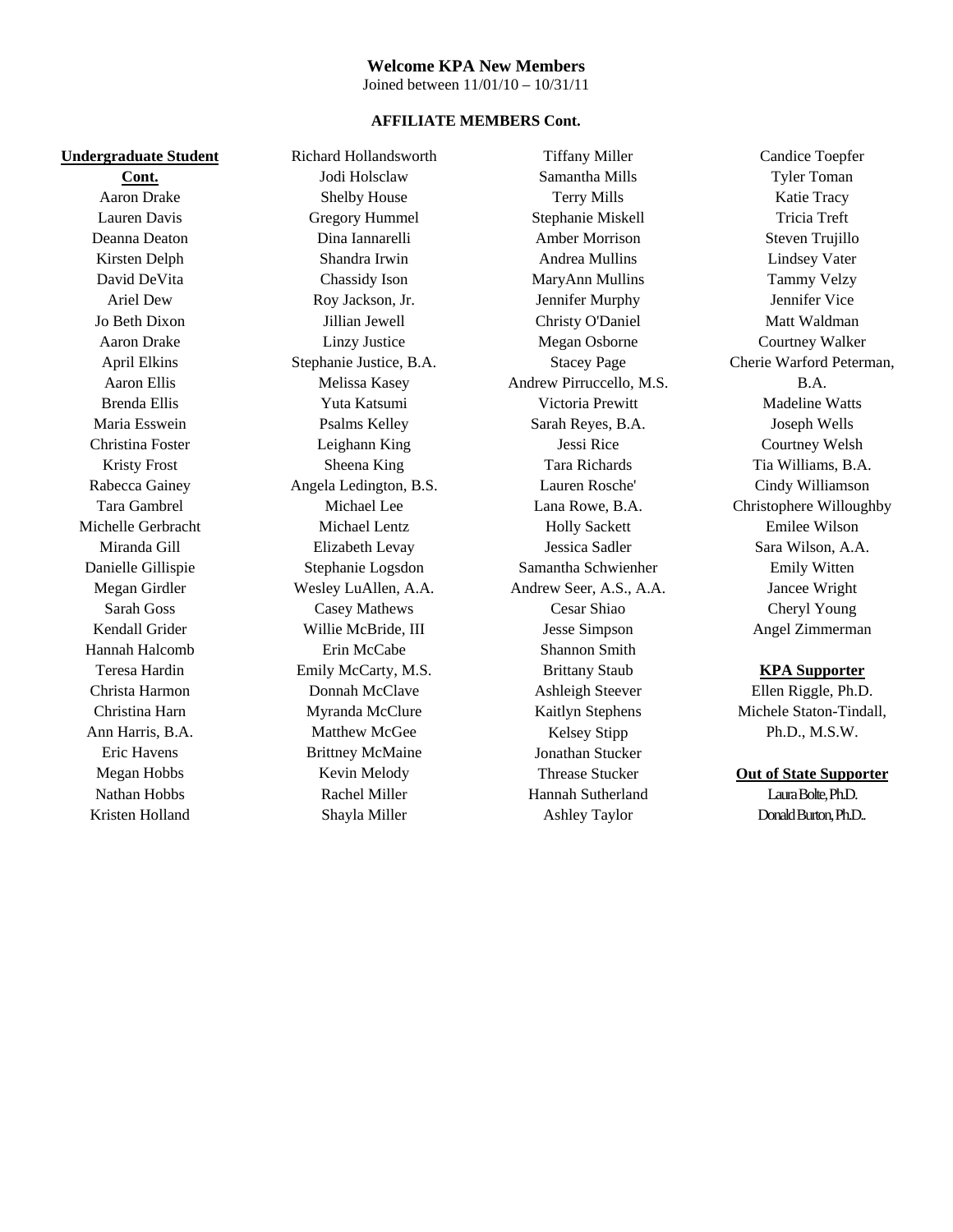**Welcome KPA New Members**

Joined between 11/01/10 – 10/31/11

**AFFILIATE MEMBERS Cont.**

**Undergraduate Student Cont.**

Aaron Drake
Lauren Davis
Deanna Deaton
Kirsten Delph
David DeVita
Ariel Dew
Jo Beth Dixon
Aaron Drake
April Elkins
Aaron Ellis
Brenda Ellis
Maria Esswein
Christina Foster
Kristy Frost
Rabecca Gainey
Tara Gambrel
Michelle Gerbracht
Miranda Gill
Danielle Gillispie
Megan Girdler
Sarah Goss
Kendall Grider
Hannah Halcomb
Teresa Hardin
Christa Harmon
Christina Harn
Ann Harris, B.A.
Eric Havens
Megan Hobbs
Nathan Hobbs
Kristen Holland
Richard Hollandsworth
Jodi Holsclaw
Shelby House
Gregory Hummel
Dina Iannarelli
Shandra Irwin
Chassidy Ison
Roy Jackson, Jr.
Jillian Jewell
Linzy Justice
Stephanie Justice, B.A.
Melissa Kasey
Yuta Katsumi
Psalms Kelley
Leighann King
Sheena King
Angela Ledington, B.S.
Michael Lee
Michael Lentz
Elizabeth Levay
Stephanie Logsdon
Wesley LuAllen, A.A.
Casey Mathews
Willie McBride, III
Erin McCabe
Emily McCarty, M.S.
Donnah McClave
Myranda McClure
Matthew McGee
Brittney McMaine
Kevin Melody
Rachel Miller
Shayla Miller
Tiffany Miller
Samantha Mills
Terry Mills
Stephanie Miskell
Amber Morrison
Andrea Mullins
MaryAnn Mullins
Jennifer Murphy
Christy O'Daniel
Megan Osborne
Stacey Page
Andrew Pirruccello, M.S.
Victoria Prewitt
Sarah Reyes, B.A.
Jessi Rice
Tara Richards
Lauren Rosche'
Lana Rowe, B.A.
Holly Sackett
Jessica Sadler
Samantha Schwienher
Andrew Seer, A.S., A.A.
Cesar Shiao
Jesse Simpson
Shannon Smith
Brittany Staub
Ashleigh Steever
Kaitlyn Stephens
Kelsey Stipp
Jonathan Stucker
Threase Stucker
Hannah Sutherland
Ashley Taylor
Candice Toepfer
Tyler Toman
Katie Tracy
Tricia Treft
Steven Trujillo
Lindsey Vater
Tammy Velzy
Jennifer Vice
Matt Waldman
Courtney Walker
Cherie Warford Peterman, B.A.
Madeline Watts
Joseph Wells
Courtney Welsh
Tia Williams, B.A.
Cindy Williamson
Christophere Willoughby
Emilee Wilson
Sara Wilson, A.A.
Emily Witten
Jancee Wright
Cheryl Young
Angel Zimmerman

**KPA Supporter**

Ellen Riggle, Ph.D.
Michele Staton-Tindall, Ph.D., M.S.W.

**Out of State Supporter**

Laura Bolte, Ph.D.
Donald Burton, Ph.D..